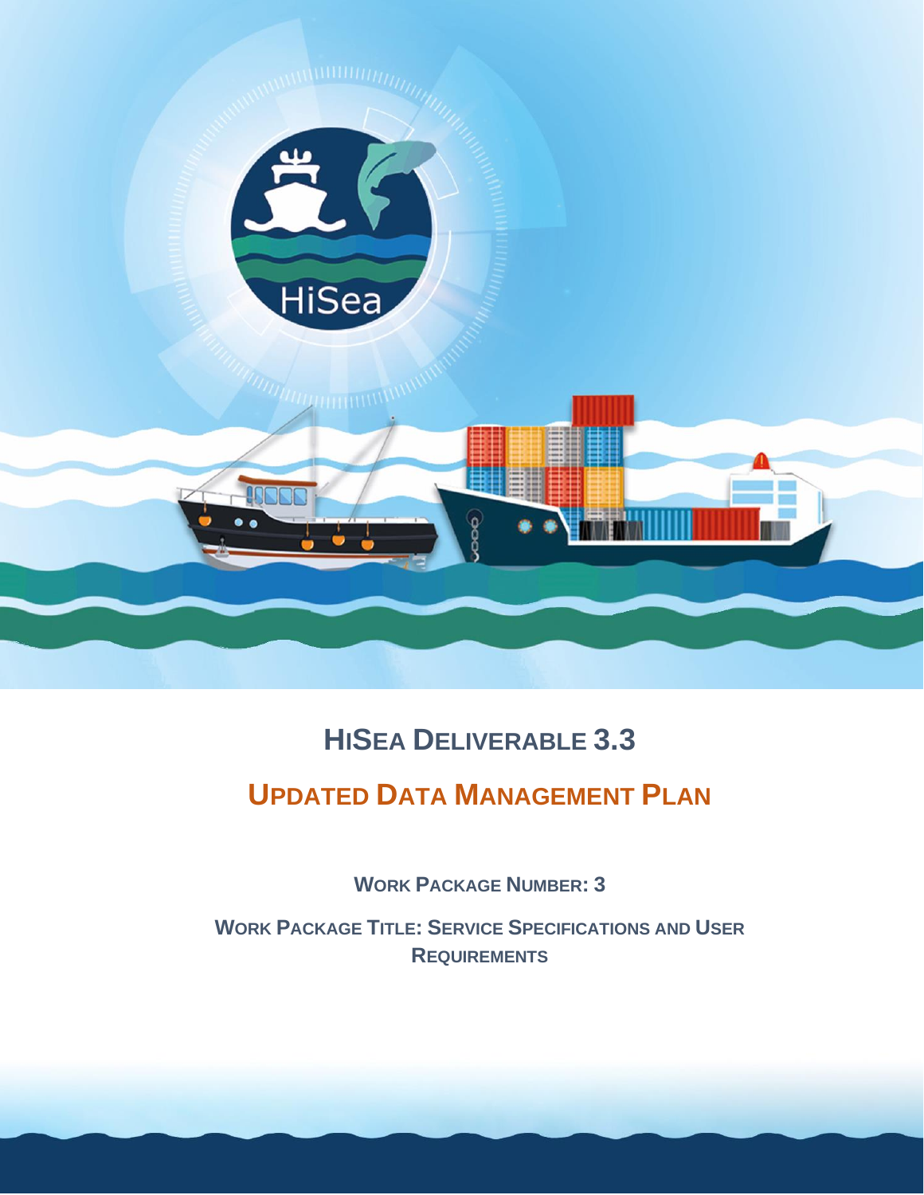# HiSea Deliverable 3.3

## Updated Data Management Plan

**Work Package Number: 3**

**Work Package Title: Service Specifications and User Requirements**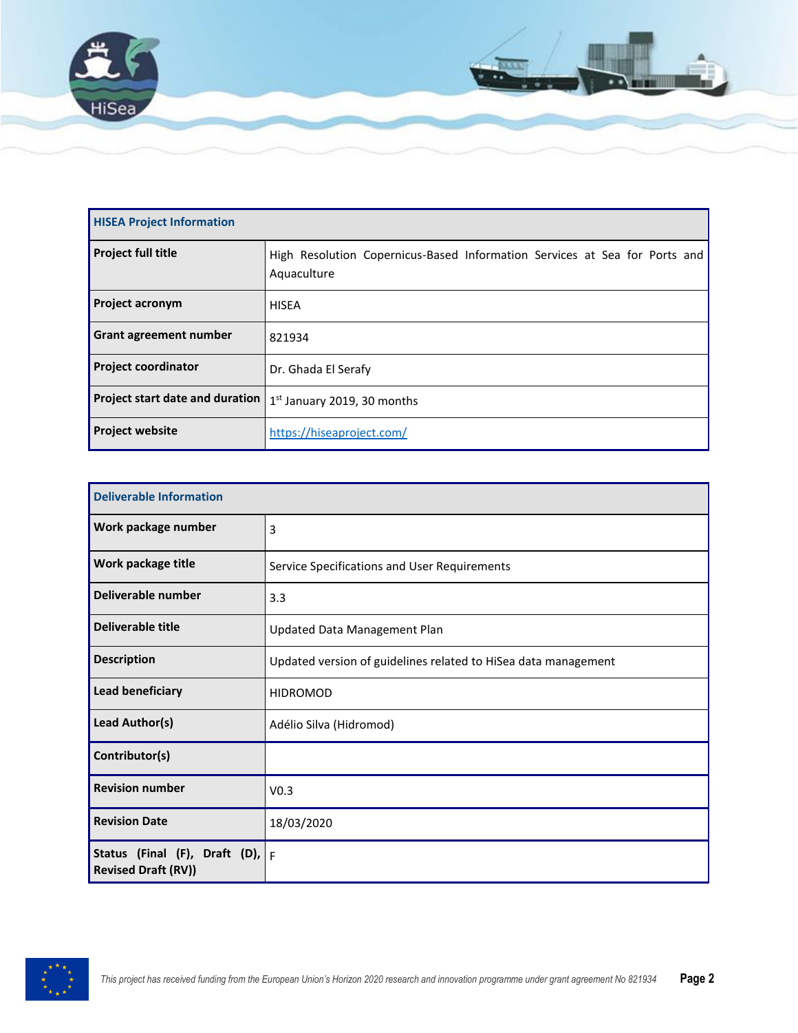| HISEA Project Information | |
|---|---|
| **Project full title** | High Resolution Copernicus-Based Information Services at Sea for Ports and Aquaculture |
| **Project acronym** | HISEA |
| **Grant agreement number** | 821934 |
| **Project coordinator** | Dr. Ghada El Serafy |
| **Project start date and duration** | 1st January 2019, 30 months |
| **Project website** | https://hiseaproject.com/ |

| Deliverable Information | |
|---|---|
| **Work package number** | 3 |
| **Work package title** | Service Specifications and User Requirements |
| **Deliverable number** | 3.3 |
| **Deliverable title** | Updated Data Management Plan |
| **Description** | Updated version of guidelines related to HiSea data management |
| **Lead beneficiary** | HIDROMOD |
| **Lead Author(s)** | Adélio Silva (Hidromod) |
| **Contributor(s)** | |
| **Revision number** | V0.3 |
| **Revision Date** | 18/03/2020 |
| **Status (Final (F), Draft (D), Revised Draft (RV))** | F |

*This project has received funding from the European Union's Horizon 2020 research and innovation programme under grant agreement No 821934*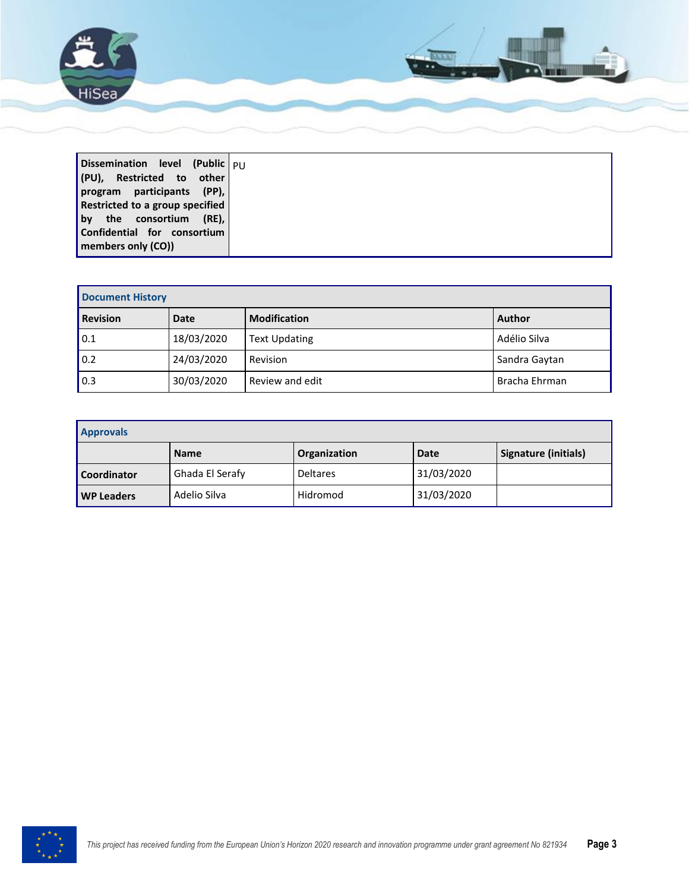| Dissemination level (Public (PU), Restricted to other program participants (PP), Restricted to a group specified by the consortium (RE), Confidential for consortium members only (CO)) | PU |
|---|---|

| Document History | | | |
|---|---|---|---|
| **Revision** | **Date** | **Modification** | **Author** |
| 0.1 | 18/03/2020 | Text Updating | Adélio Silva |
| 0.2 | 24/03/2020 | Revision | Sandra Gaytan |
| 0.3 | 30/03/2020 | Review and edit | Bracha Ehrman |

| Approvals | | | | |
|---|---|---|---|---|
| | **Name** | **Organization** | **Date** | **Signature (initials)** |
| **Coordinator** | Ghada El Serafy | Deltares | 31/03/2020 | |
| **WP Leaders** | Adelio Silva | Hidromod | 31/03/2020 | |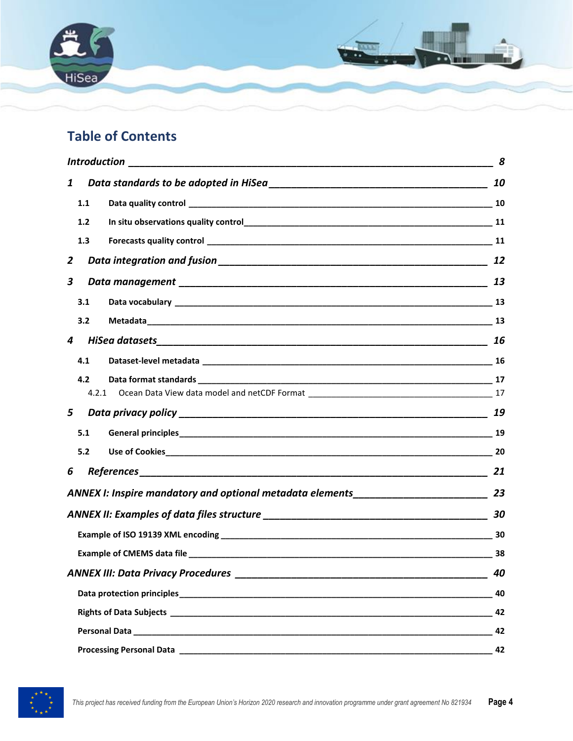## Table of Contents

| | |
|---|---|
| ***Introduction*** | ***8*** |
| ***1 Data standards to be adopted in HiSea*** | ***10*** |
| **1.1 Data quality control** | **10** |
| **1.2 In situ observations quality control** | **11** |
| **1.3 Forecasts quality control** | **11** |
| ***2 Data integration and fusion*** | ***12*** |
| ***3 Data management*** | ***13*** |
| **3.1 Data vocabulary** | **13** |
| **3.2 Metadata** | **13** |
| ***4 HiSea datasets*** | ***16*** |
| **4.1 Dataset-level metadata** | **16** |
| **4.2 Data format standards** | **17** |
| 4.2.1 Ocean Data View data model and netCDF Format | 17 |
| ***5 Data privacy policy*** | ***19*** |
| **5.1 General principles** | **19** |
| **5.2 Use of Cookies** | **20** |
| ***6 References*** | ***21*** |
| ***ANNEX I: Inspire mandatory and optional metadata elements*** | ***23*** |
| ***ANNEX II: Examples of data files structure*** | ***30*** |
| **Example of ISO 19139 XML encoding** | **30** |
| **Example of CMEMS data file** | **38** |
| ***ANNEX III: Data Privacy Procedures*** | ***40*** |
| **Data protection principles** | **40** |
| **Rights of Data Subjects** | **42** |
| **Personal Data** | **42** |
| **Processing Personal Data** | **42** |

This project has received funding from the European Union's Horizon 2020 research and innovation programme under grant agreement No 821934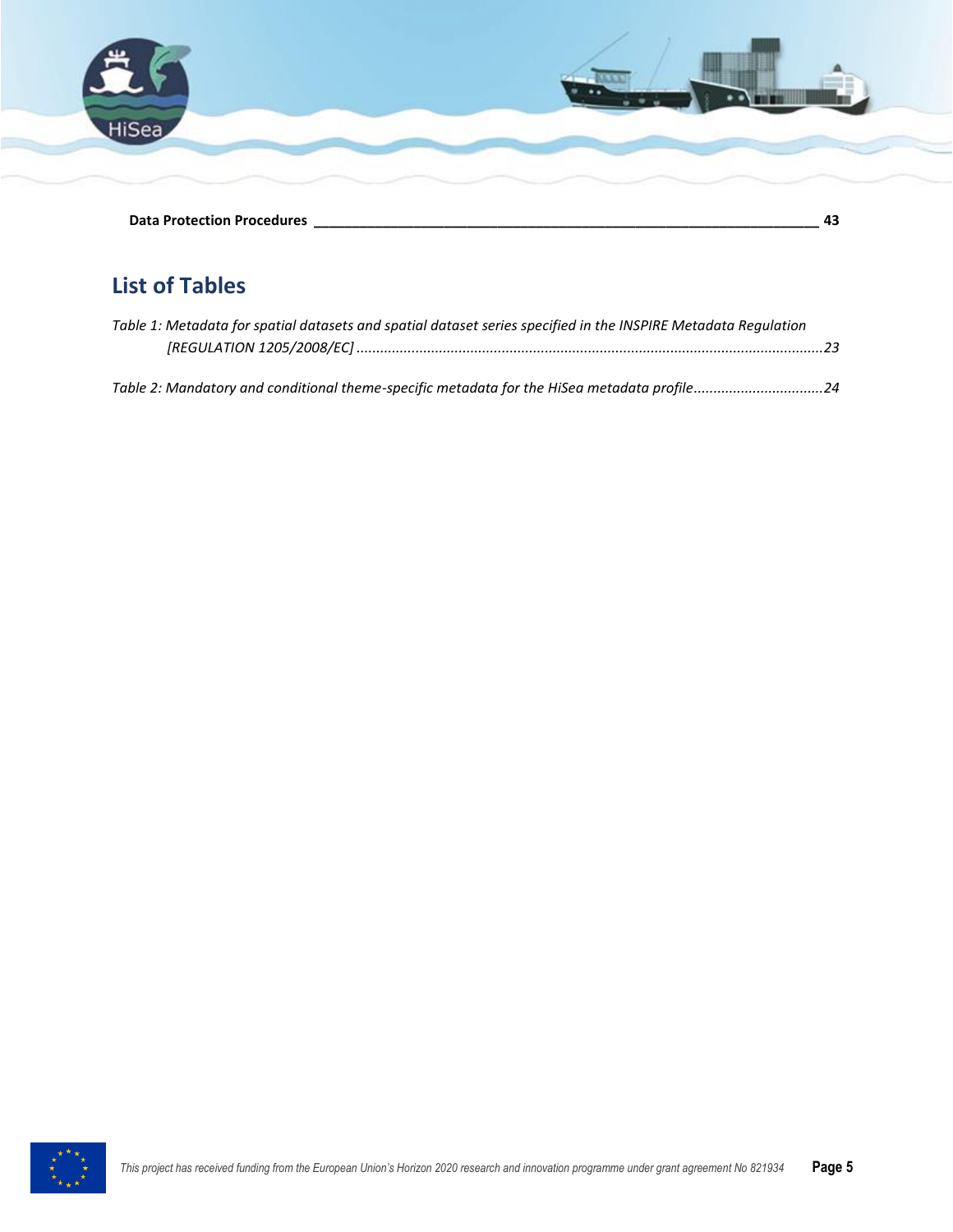**Data Protection Procedures** ______________________________________________________________ **43**

## List of Tables

*Table 1: Metadata for spatial datasets and spatial dataset series specified in the INSPIRE Metadata Regulation [REGULATION 1205/2008/EC]* ........................................................................................................................*23*

*Table 2: Mandatory and conditional theme-specific metadata for the HiSea metadata profile*.................................*24*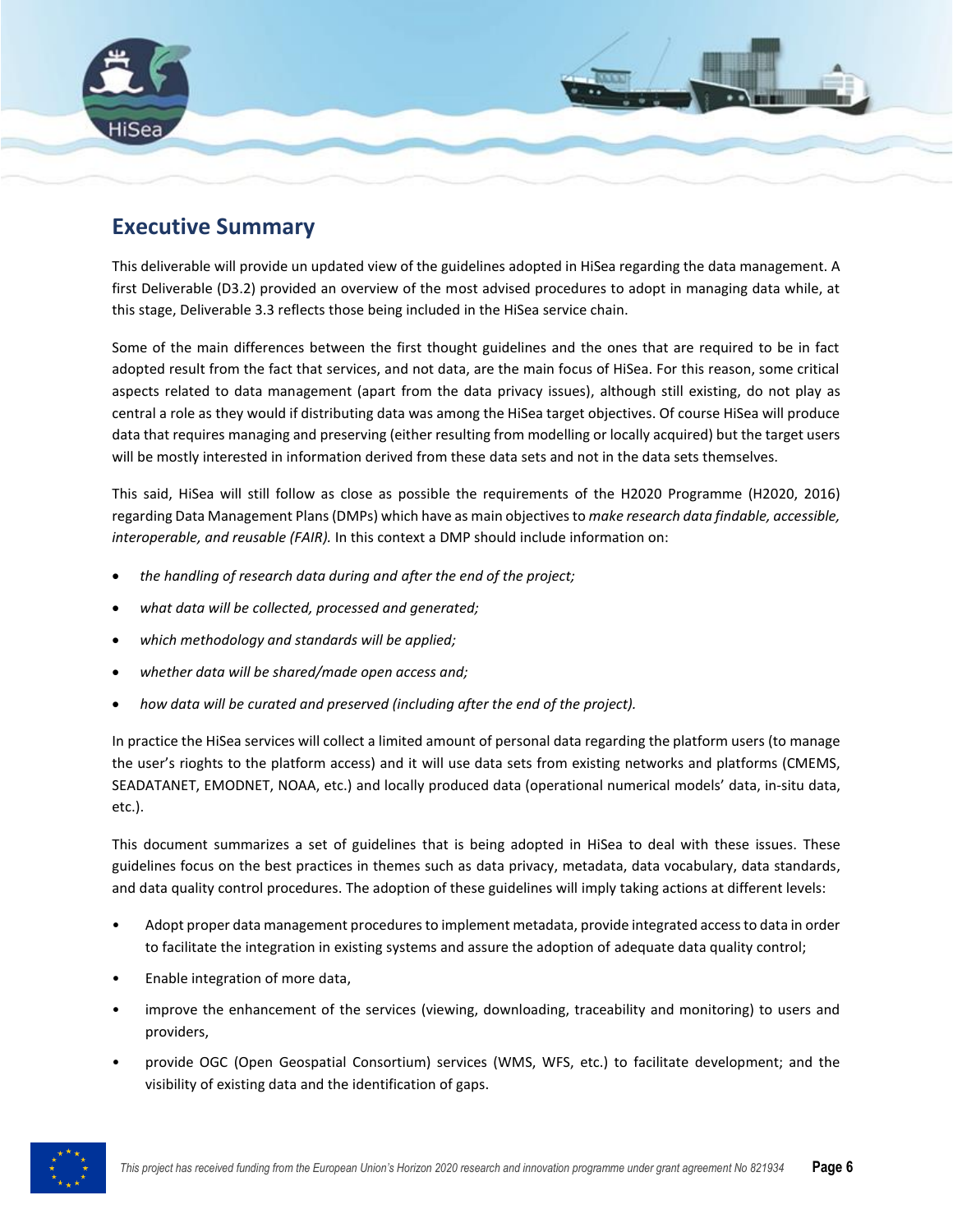## Executive Summary

This deliverable will provide un updated view of the guidelines adopted in HiSea regarding the data management. A first Deliverable (D3.2) provided an overview of the most advised procedures to adopt in managing data while, at this stage, Deliverable 3.3 reflects those being included in the HiSea service chain.

Some of the main differences between the first thought guidelines and the ones that are required to be in fact adopted result from the fact that services, and not data, are the main focus of HiSea. For this reason, some critical aspects related to data management (apart from the data privacy issues), although still existing, do not play as central a role as they would if distributing data was among the HiSea target objectives. Of course HiSea will produce data that requires managing and preserving (either resulting from modelling or locally acquired) but the target users will be mostly interested in information derived from these data sets and not in the data sets themselves.

This said, HiSea will still follow as close as possible the requirements of the H2020 Programme (H2020, 2016) regarding Data Management Plans (DMPs) which have as main objectives to *make research data findable, accessible, interoperable, and reusable (FAIR).* In this context a DMP should include information on:

- *the handling of research data during and after the end of the project;*
- *what data will be collected, processed and generated;*
- *which methodology and standards will be applied;*
- *whether data will be shared/made open access and;*
- *how data will be curated and preserved (including after the end of the project).*

In practice the HiSea services will collect a limited amount of personal data regarding the platform users (to manage the user's rioghts to the platform access) and it will use data sets from existing networks and platforms (CMEMS, SEADATANET, EMODNET, NOAA, etc.) and locally produced data (operational numerical models' data, in-situ data, etc.).

This document summarizes a set of guidelines that is being adopted in HiSea to deal with these issues. These guidelines focus on the best practices in themes such as data privacy, metadata, data vocabulary, data standards, and data quality control procedures. The adoption of these guidelines will imply taking actions at different levels:

- Adopt proper data management procedures to implement metadata, provide integrated access to data in order to facilitate the integration in existing systems and assure the adoption of adequate data quality control;
- Enable integration of more data,
- improve the enhancement of the services (viewing, downloading, traceability and monitoring) to users and providers,
- provide OGC (Open Geospatial Consortium) services (WMS, WFS, etc.) to facilitate development; and the visibility of existing data and the identification of gaps.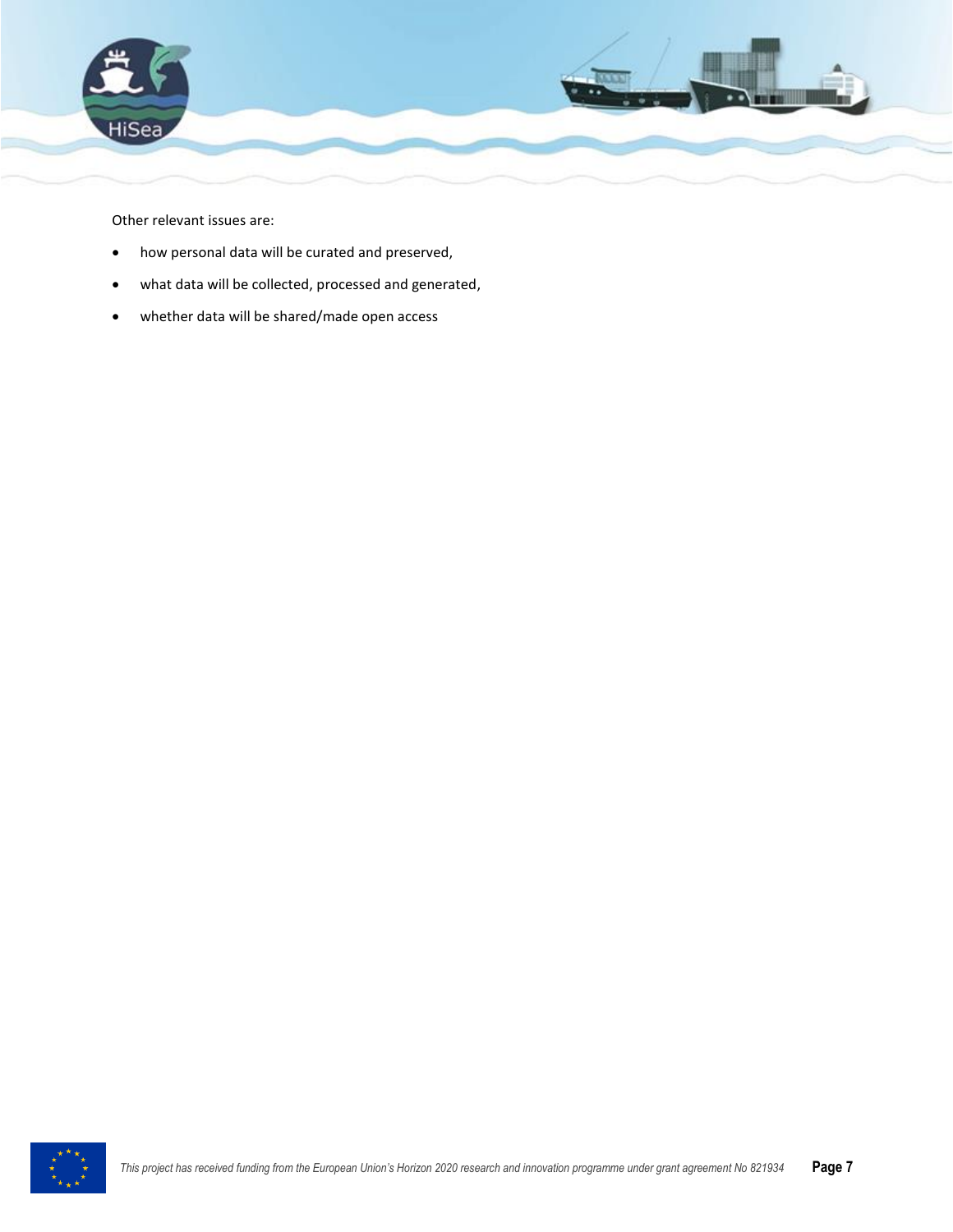Other relevant issues are:

- how personal data will be curated and preserved,
- what data will be collected, processed and generated,
- whether data will be shared/made open access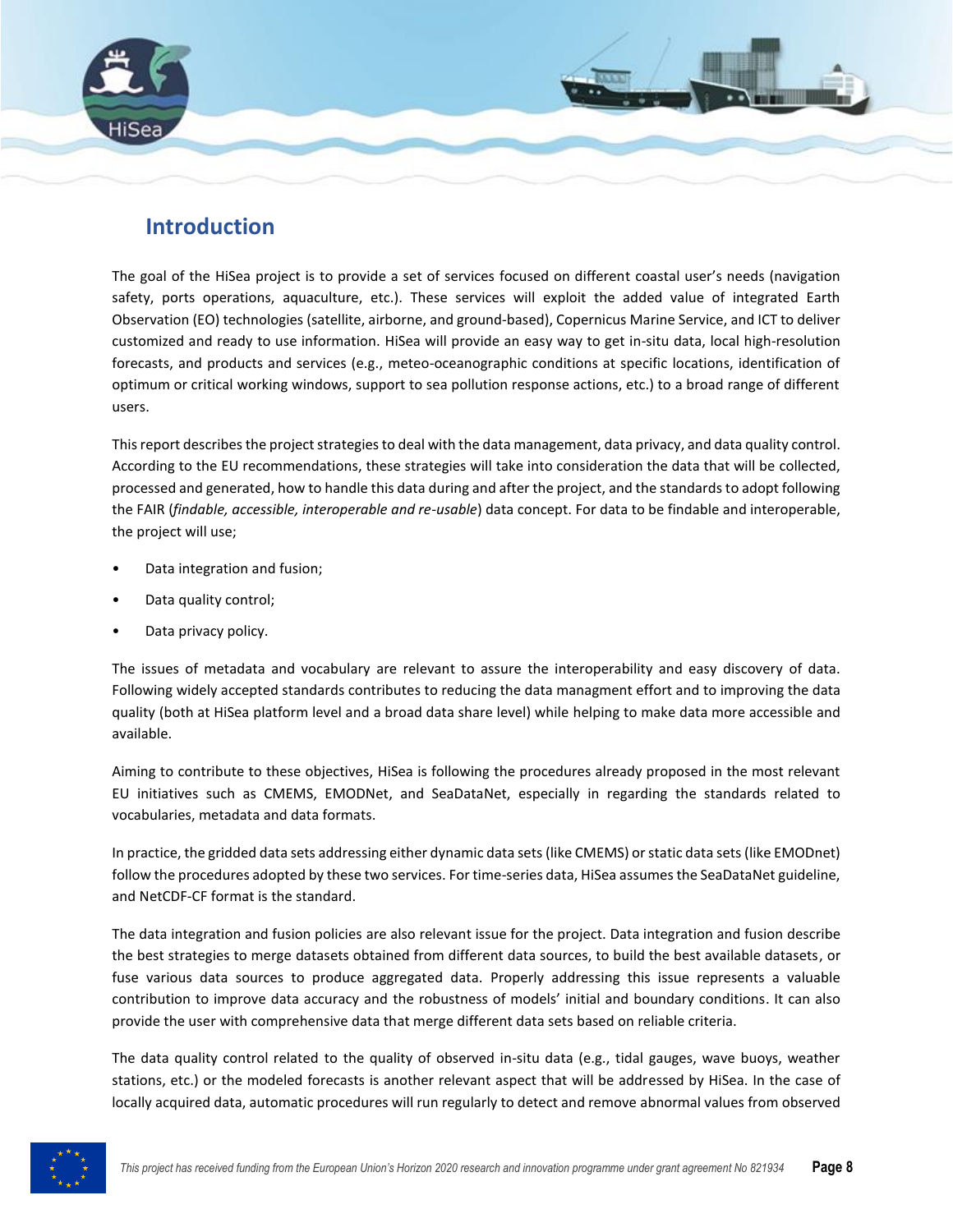# Introduction

The goal of the HiSea project is to provide a set of services focused on different coastal user's needs (navigation safety, ports operations, aquaculture, etc.). These services will exploit the added value of integrated Earth Observation (EO) technologies (satellite, airborne, and ground-based), Copernicus Marine Service, and ICT to deliver customized and ready to use information. HiSea will provide an easy way to get in-situ data, local high-resolution forecasts, and products and services (e.g., meteo-oceanographic conditions at specific locations, identification of optimum or critical working windows, support to sea pollution response actions, etc.) to a broad range of different users.

This report describes the project strategies to deal with the data management, data privacy, and data quality control. According to the EU recommendations, these strategies will take into consideration the data that will be collected, processed and generated, how to handle this data during and after the project, and the standards to adopt following the FAIR (*findable, accessible, interoperable and re-usable*) data concept. For data to be findable and interoperable, the project will use;

- Data integration and fusion;
- Data quality control;
- Data privacy policy.

The issues of metadata and vocabulary are relevant to assure the interoperability and easy discovery of data. Following widely accepted standards contributes to reducing the data managment effort and to improving the data quality (both at HiSea platform level and a broad data share level) while helping to make data more accessible and available.

Aiming to contribute to these objectives, HiSea is following the procedures already proposed in the most relevant EU initiatives such as CMEMS, EMODNet, and SeaDataNet, especially in regarding the standards related to vocabularies, metadata and data formats.

In practice, the gridded data sets addressing either dynamic data sets (like CMEMS) or static data sets (like EMODnet) follow the procedures adopted by these two services. For time-series data, HiSea assumes the SeaDataNet guideline, and NetCDF-CF format is the standard.

The data integration and fusion policies are also relevant issue for the project. Data integration and fusion describe the best strategies to merge datasets obtained from different data sources, to build the best available datasets, or fuse various data sources to produce aggregated data. Properly addressing this issue represents a valuable contribution to improve data accuracy and the robustness of models' initial and boundary conditions. It can also provide the user with comprehensive data that merge different data sets based on reliable criteria.

The data quality control related to the quality of observed in-situ data (e.g., tidal gauges, wave buoys, weather stations, etc.) or the modeled forecasts is another relevant aspect that will be addressed by HiSea. In the case of locally acquired data, automatic procedures will run regularly to detect and remove abnormal values from observed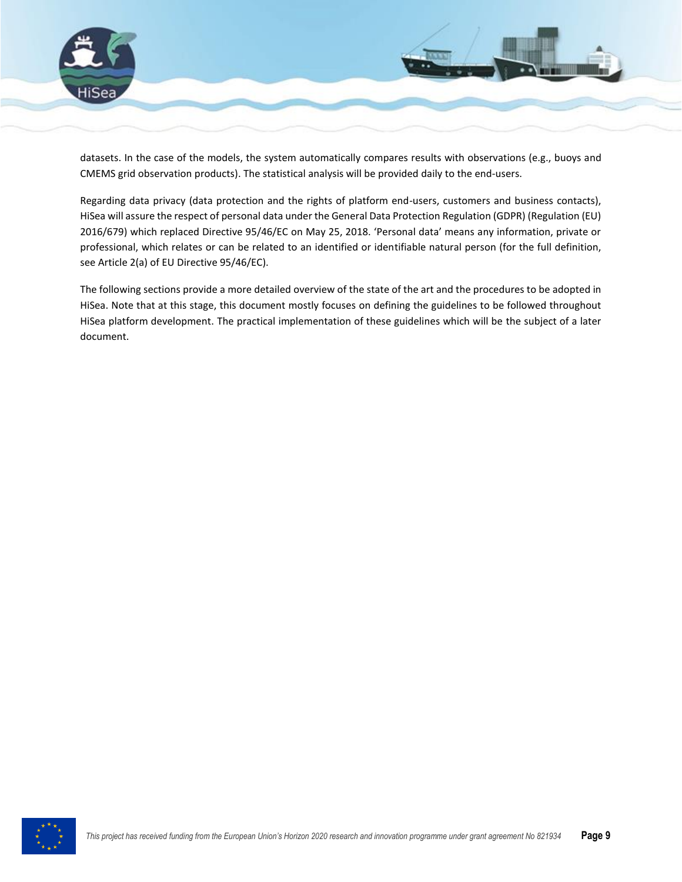datasets. In the case of the models, the system automatically compares results with observations (e.g., buoys and CMEMS grid observation products). The statistical analysis will be provided daily to the end-users.

Regarding data privacy (data protection and the rights of platform end-users, customers and business contacts), HiSea will assure the respect of personal data under the General Data Protection Regulation (GDPR) (Regulation (EU) 2016/679) which replaced Directive 95/46/EC on May 25, 2018. 'Personal data' means any information, private or professional, which relates or can be related to an identified or identifiable natural person (for the full definition, see Article 2(a) of EU Directive 95/46/EC).

The following sections provide a more detailed overview of the state of the art and the procedures to be adopted in HiSea. Note that at this stage, this document mostly focuses on defining the guidelines to be followed throughout HiSea platform development. The practical implementation of these guidelines which will be the subject of a later document.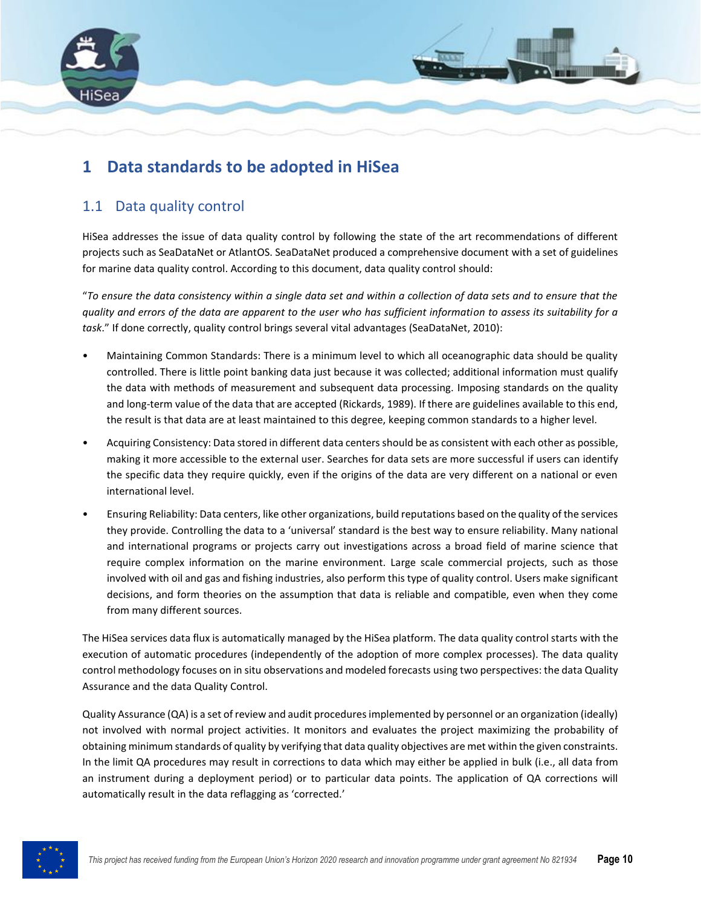# 1 Data standards to be adopted in HiSea

## 1.1 Data quality control

HiSea addresses the issue of data quality control by following the state of the art recommendations of different projects such as SeaDataNet or AtlantOS. SeaDataNet produced a comprehensive document with a set of guidelines for marine data quality control. According to this document, data quality control should:

"*To ensure the data consistency within a single data set and within a collection of data sets and to ensure that the quality and errors of the data are apparent to the user who has sufficient information to assess its suitability for a task*." If done correctly, quality control brings several vital advantages (SeaDataNet, 2010):

- Maintaining Common Standards: There is a minimum level to which all oceanographic data should be quality controlled. There is little point banking data just because it was collected; additional information must qualify the data with methods of measurement and subsequent data processing. Imposing standards on the quality and long-term value of the data that are accepted (Rickards, 1989). If there are guidelines available to this end, the result is that data are at least maintained to this degree, keeping common standards to a higher level.
- Acquiring Consistency: Data stored in different data centers should be as consistent with each other as possible, making it more accessible to the external user. Searches for data sets are more successful if users can identify the specific data they require quickly, even if the origins of the data are very different on a national or even international level.
- Ensuring Reliability: Data centers, like other organizations, build reputations based on the quality of the services they provide. Controlling the data to a 'universal' standard is the best way to ensure reliability. Many national and international programs or projects carry out investigations across a broad field of marine science that require complex information on the marine environment. Large scale commercial projects, such as those involved with oil and gas and fishing industries, also perform this type of quality control. Users make significant decisions, and form theories on the assumption that data is reliable and compatible, even when they come from many different sources.

The HiSea services data flux is automatically managed by the HiSea platform. The data quality control starts with the execution of automatic procedures (independently of the adoption of more complex processes). The data quality control methodology focuses on in situ observations and modeled forecasts using two perspectives: the data Quality Assurance and the data Quality Control.

Quality Assurance (QA) is a set of review and audit procedures implemented by personnel or an organization (ideally) not involved with normal project activities. It monitors and evaluates the project maximizing the probability of obtaining minimum standards of quality by verifying that data quality objectives are met within the given constraints. In the limit QA procedures may result in corrections to data which may either be applied in bulk (i.e., all data from an instrument during a deployment period) or to particular data points. The application of QA corrections will automatically result in the data reflagging as 'corrected.'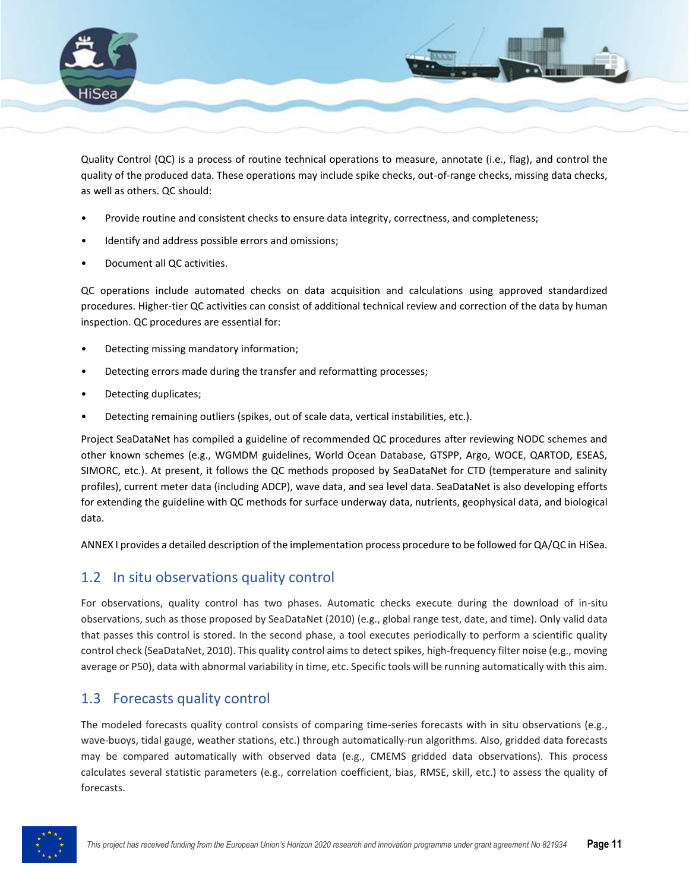Quality Control (QC) is a process of routine technical operations to measure, annotate (i.e., flag), and control the quality of the produced data. These operations may include spike checks, out-of-range checks, missing data checks, as well as others. QC should:

- Provide routine and consistent checks to ensure data integrity, correctness, and completeness;
- Identify and address possible errors and omissions;
- Document all QC activities.

QC operations include automated checks on data acquisition and calculations using approved standardized procedures. Higher-tier QC activities can consist of additional technical review and correction of the data by human inspection. QC procedures are essential for:

- Detecting missing mandatory information;
- Detecting errors made during the transfer and reformatting processes;
- Detecting duplicates;
- Detecting remaining outliers (spikes, out of scale data, vertical instabilities, etc.).

Project SeaDataNet has compiled a guideline of recommended QC procedures after reviewing NODC schemes and other known schemes (e.g., WGMDM guidelines, World Ocean Database, GTSPP, Argo, WOCE, QARTOD, ESEAS, SIMORC, etc.). At present, it follows the QC methods proposed by SeaDataNet for CTD (temperature and salinity profiles), current meter data (including ADCP), wave data, and sea level data. SeaDataNet is also developing efforts for extending the guideline with QC methods for surface underway data, nutrients, geophysical data, and biological data.

ANNEX I provides a detailed description of the implementation process procedure to be followed for QA/QC in HiSea.

## 1.2 In situ observations quality control

For observations, quality control has two phases. Automatic checks execute during the download of in-situ observations, such as those proposed by SeaDataNet (2010) (e.g., global range test, date, and time). Only valid data that passes this control is stored. In the second phase, a tool executes periodically to perform a scientific quality control check (SeaDataNet, 2010). This quality control aims to detect spikes, high-frequency filter noise (e.g., moving average or P50), data with abnormal variability in time, etc. Specific tools will be running automatically with this aim.

## 1.3 Forecasts quality control

The modeled forecasts quality control consists of comparing time-series forecasts with in situ observations (e.g., wave-buoys, tidal gauge, weather stations, etc.) through automatically-run algorithms. Also, gridded data forecasts may be compared automatically with observed data (e.g., CMEMS gridded data observations). This process calculates several statistic parameters (e.g., correlation coefficient, bias, RMSE, skill, etc.) to assess the quality of forecasts.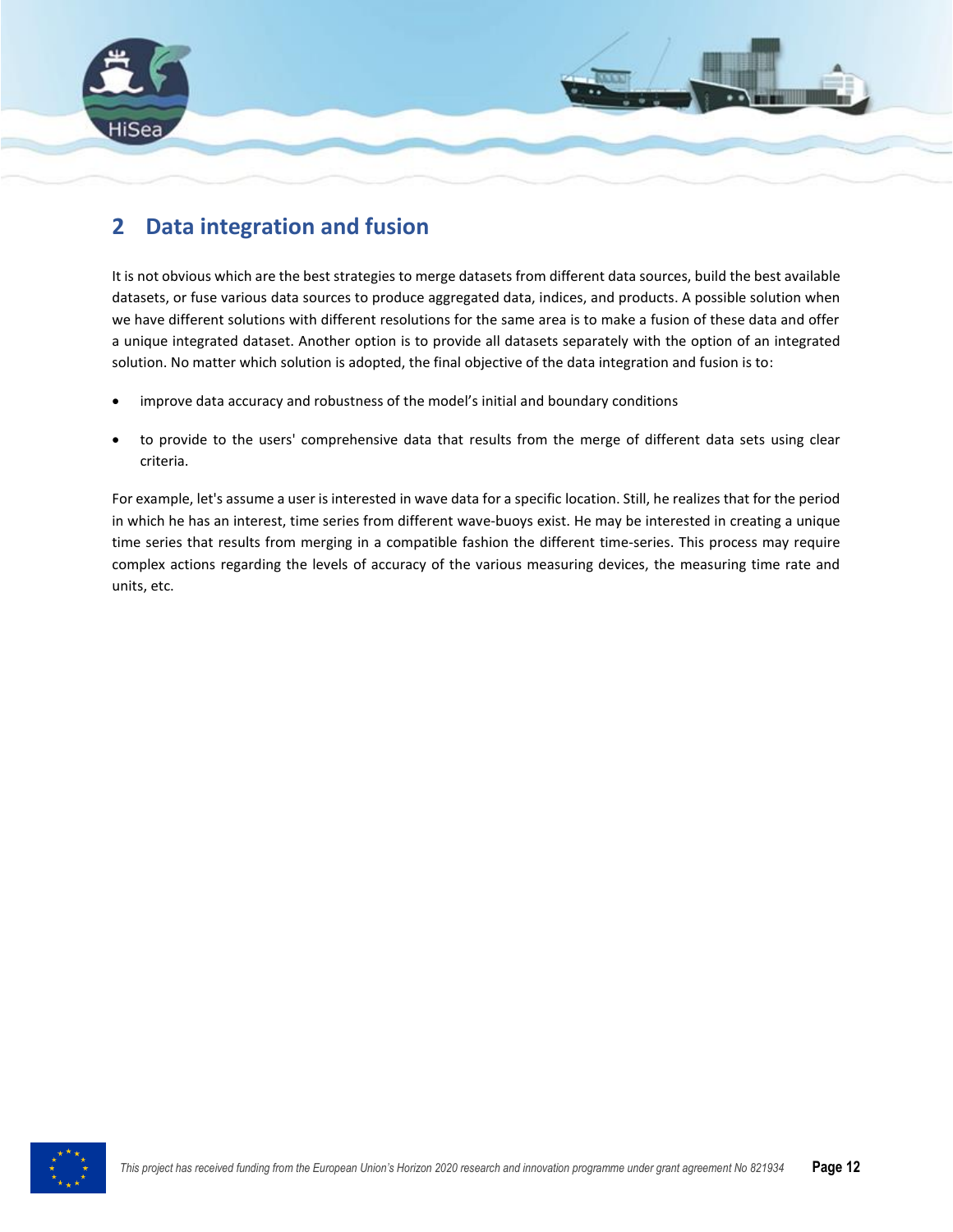# 2 Data integration and fusion

It is not obvious which are the best strategies to merge datasets from different data sources, build the best available datasets, or fuse various data sources to produce aggregated data, indices, and products. A possible solution when we have different solutions with different resolutions for the same area is to make a fusion of these data and offer a unique integrated dataset. Another option is to provide all datasets separately with the option of an integrated solution. No matter which solution is adopted, the final objective of the data integration and fusion is to:

- improve data accuracy and robustness of the model's initial and boundary conditions
- to provide to the users' comprehensive data that results from the merge of different data sets using clear criteria.

For example, let's assume a user is interested in wave data for a specific location. Still, he realizes that for the period in which he has an interest, time series from different wave-buoys exist. He may be interested in creating a unique time series that results from merging in a compatible fashion the different time-series. This process may require complex actions regarding the levels of accuracy of the various measuring devices, the measuring time rate and units, etc.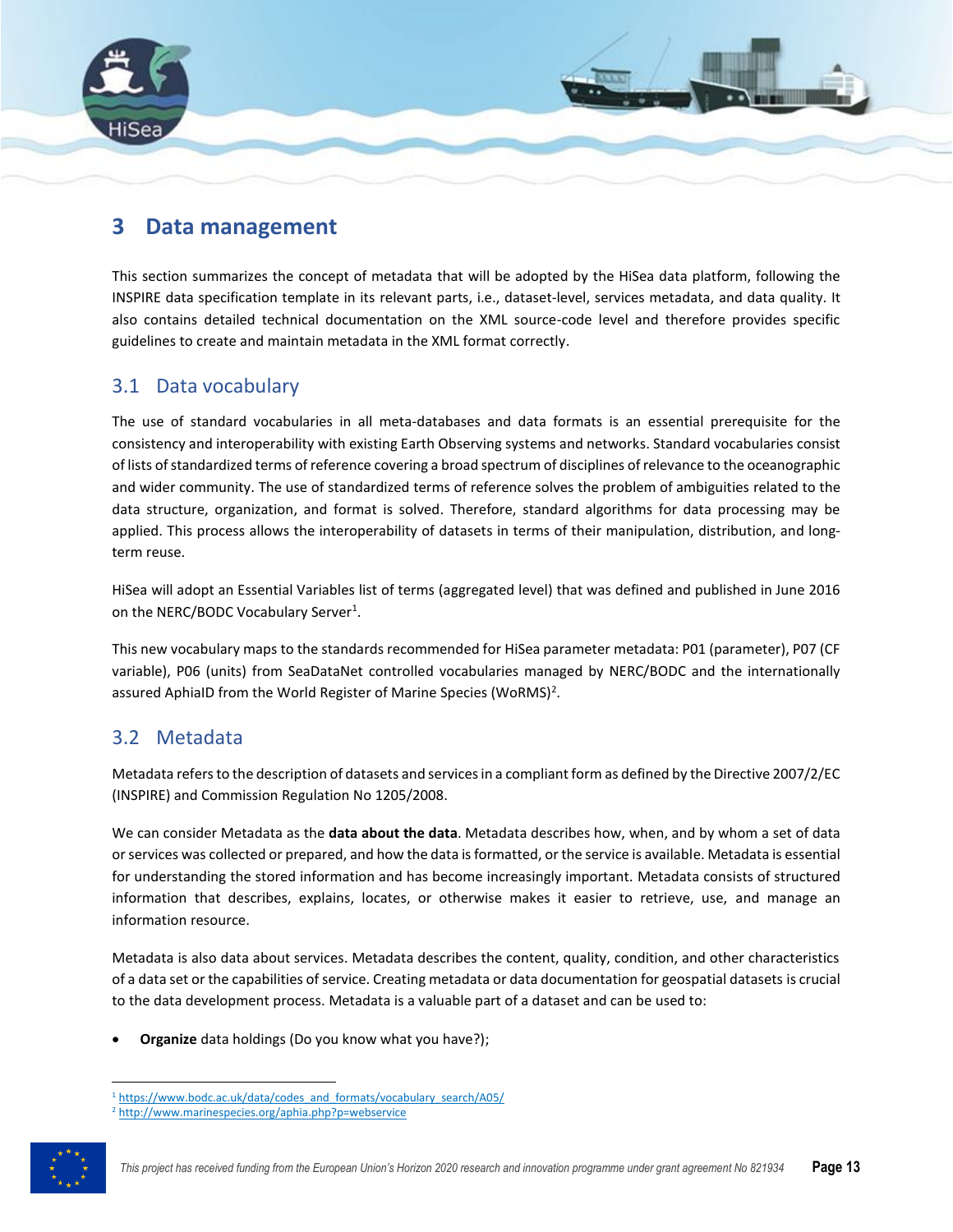# 3 Data management

This section summarizes the concept of metadata that will be adopted by the HiSea data platform, following the INSPIRE data specification template in its relevant parts, i.e., dataset-level, services metadata, and data quality. It also contains detailed technical documentation on the XML source-code level and therefore provides specific guidelines to create and maintain metadata in the XML format correctly.

## 3.1 Data vocabulary

The use of standard vocabularies in all meta-databases and data formats is an essential prerequisite for the consistency and interoperability with existing Earth Observing systems and networks. Standard vocabularies consist of lists of standardized terms of reference covering a broad spectrum of disciplines of relevance to the oceanographic and wider community. The use of standardized terms of reference solves the problem of ambiguities related to the data structure, organization, and format is solved. Therefore, standard algorithms for data processing may be applied. This process allows the interoperability of datasets in terms of their manipulation, distribution, and long-term reuse.

HiSea will adopt an Essential Variables list of terms (aggregated level) that was defined and published in June 2016 on the NERC/BODC Vocabulary Server[1].

This new vocabulary maps to the standards recommended for HiSea parameter metadata: P01 (parameter), P07 (CF variable), P06 (units) from SeaDataNet controlled vocabularies managed by NERC/BODC and the internationally assured AphiaID from the World Register of Marine Species (WoRMS)[2].

## 3.2 Metadata

Metadata refers to the description of datasets and services in a compliant form as defined by the Directive 2007/2/EC (INSPIRE) and Commission Regulation No 1205/2008.

We can consider Metadata as the **data about the data**. Metadata describes how, when, and by whom a set of data or services was collected or prepared, and how the data is formatted, or the service is available. Metadata is essential for understanding the stored information and has become increasingly important. Metadata consists of structured information that describes, explains, locates, or otherwise makes it easier to retrieve, use, and manage an information resource.

Metadata is also data about services. Metadata describes the content, quality, condition, and other characteristics of a data set or the capabilities of service. Creating metadata or data documentation for geospatial datasets is crucial to the data development process. Metadata is a valuable part of a dataset and can be used to:

- **Organize** data holdings (Do you know what you have?);

---

[1] https://www.bodc.ac.uk/data/codes_and_formats/vocabulary_search/A05/

[2] http://www.marinespecies.org/aphia.php?p=webservice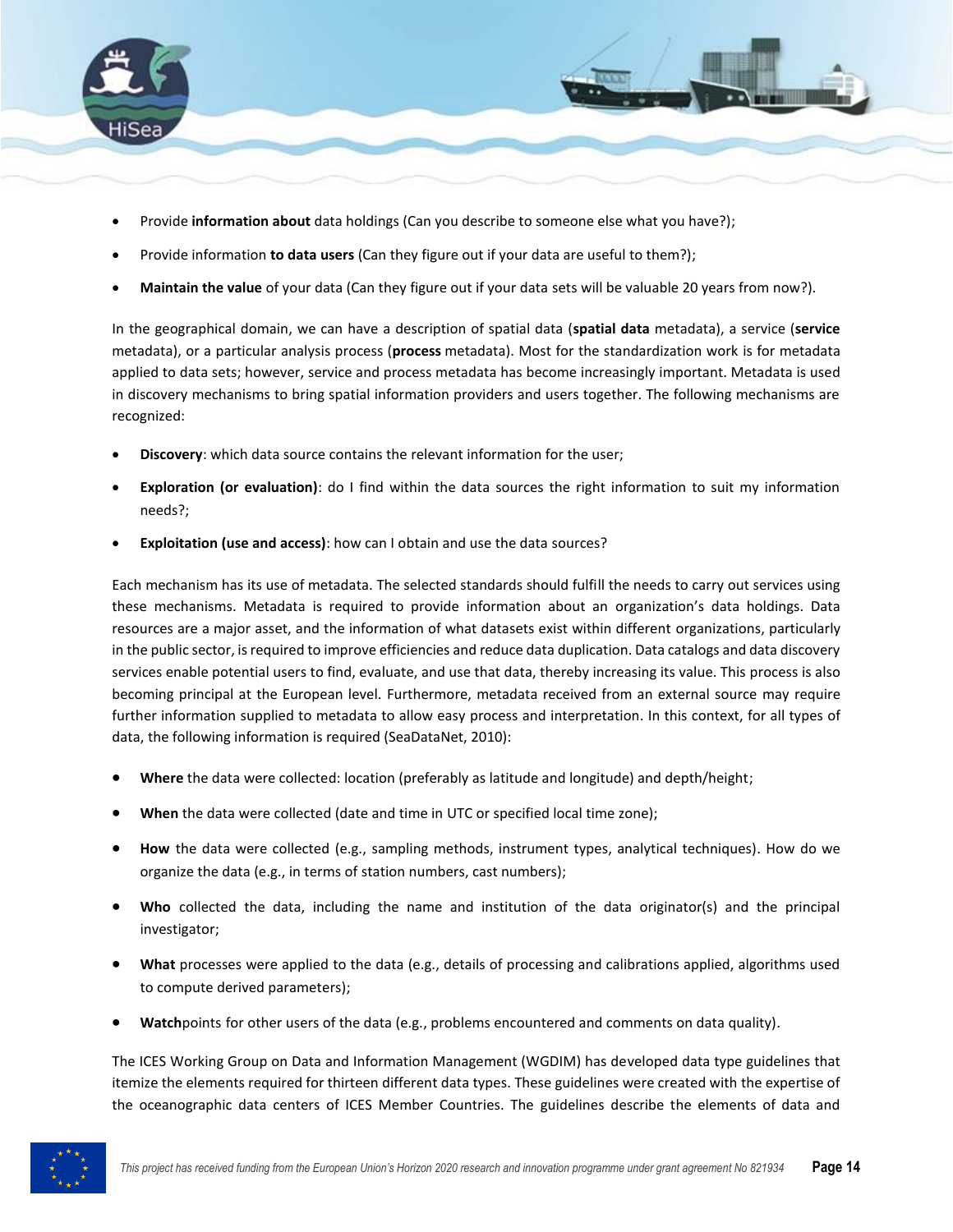- Provide **information about** data holdings (Can you describe to someone else what you have?);
- Provide information **to data users** (Can they figure out if your data are useful to them?);
- **Maintain the value** of your data (Can they figure out if your data sets will be valuable 20 years from now?).

In the geographical domain, we can have a description of spatial data (**spatial data** metadata), a service (**service** metadata), or a particular analysis process (**process** metadata). Most for the standardization work is for metadata applied to data sets; however, service and process metadata has become increasingly important. Metadata is used in discovery mechanisms to bring spatial information providers and users together. The following mechanisms are recognized:

- **Discovery**: which data source contains the relevant information for the user;
- **Exploration (or evaluation)**: do I find within the data sources the right information to suit my information needs?;
- **Exploitation (use and access)**: how can I obtain and use the data sources?

Each mechanism has its use of metadata. The selected standards should fulfill the needs to carry out services using these mechanisms. Metadata is required to provide information about an organization's data holdings. Data resources are a major asset, and the information of what datasets exist within different organizations, particularly in the public sector, is required to improve efficiencies and reduce data duplication. Data catalogs and data discovery services enable potential users to find, evaluate, and use that data, thereby increasing its value. This process is also becoming principal at the European level. Furthermore, metadata received from an external source may require further information supplied to metadata to allow easy process and interpretation. In this context, for all types of data, the following information is required (SeaDataNet, 2010):

- **Where** the data were collected: location (preferably as latitude and longitude) and depth/height;
- **When** the data were collected (date and time in UTC or specified local time zone);
- **How** the data were collected (e.g., sampling methods, instrument types, analytical techniques). How do we organize the data (e.g., in terms of station numbers, cast numbers);
- **Who** collected the data, including the name and institution of the data originator(s) and the principal investigator;
- **What** processes were applied to the data (e.g., details of processing and calibrations applied, algorithms used to compute derived parameters);
- **Watch**points for other users of the data (e.g., problems encountered and comments on data quality).

The ICES Working Group on Data and Information Management (WGDIM) has developed data type guidelines that itemize the elements required for thirteen different data types. These guidelines were created with the expertise of the oceanographic data centers of ICES Member Countries. The guidelines describe the elements of data and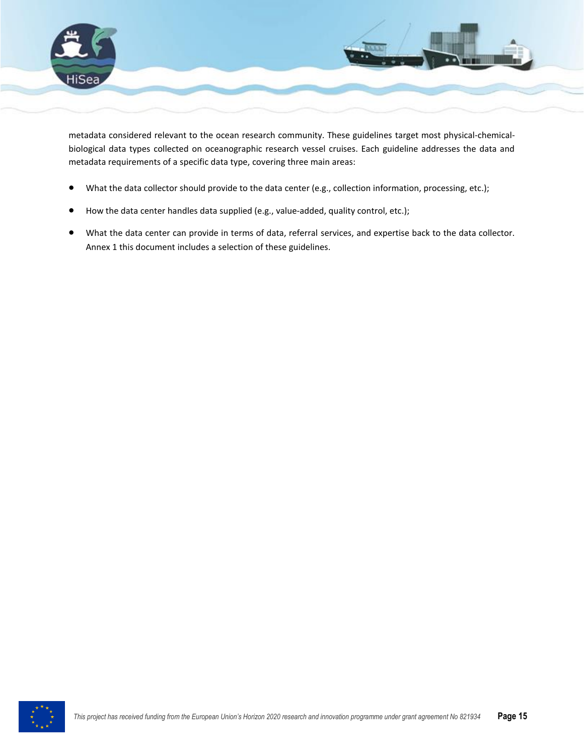metadata considered relevant to the ocean research community. These guidelines target most physical-chemical-biological data types collected on oceanographic research vessel cruises. Each guideline addresses the data and metadata requirements of a specific data type, covering three main areas:

- What the data collector should provide to the data center (e.g., collection information, processing, etc.);
- How the data center handles data supplied (e.g., value-added, quality control, etc.);
- What the data center can provide in terms of data, referral services, and expertise back to the data collector. Annex 1 this document includes a selection of these guidelines.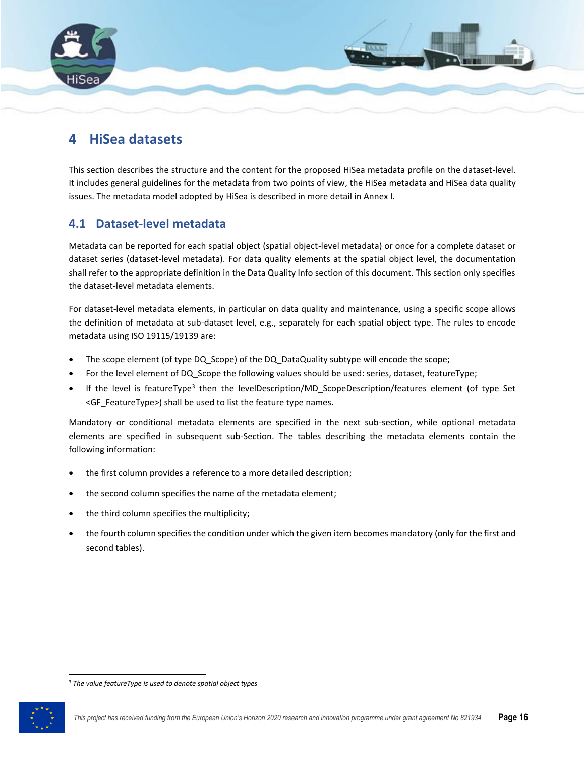# 4 HiSea datasets

This section describes the structure and the content for the proposed HiSea metadata profile on the dataset-level. It includes general guidelines for the metadata from two points of view, the HiSea metadata and HiSea data quality issues. The metadata model adopted by HiSea is described in more detail in Annex I.

## 4.1 Dataset-level metadata

Metadata can be reported for each spatial object (spatial object-level metadata) or once for a complete dataset or dataset series (dataset-level metadata). For data quality elements at the spatial object level, the documentation shall refer to the appropriate definition in the Data Quality Info section of this document. This section only specifies the dataset-level metadata elements.

For dataset-level metadata elements, in particular on data quality and maintenance, using a specific scope allows the definition of metadata at sub-dataset level, e.g., separately for each spatial object type. The rules to encode metadata using ISO 19115/19139 are:

- The scope element (of type DQ_Scope) of the DQ_DataQuality subtype will encode the scope;
- For the level element of DQ_Scope the following values should be used: series, dataset, featureType;
- If the level is featureType[3] then the levelDescription/MD_ScopeDescription/features element (of type Set <GF_FeatureType>) shall be used to list the feature type names.

Mandatory or conditional metadata elements are specified in the next sub-section, while optional metadata elements are specified in subsequent sub-Section. The tables describing the metadata elements contain the following information:

- the first column provides a reference to a more detailed description;
- the second column specifies the name of the metadata element;
- the third column specifies the multiplicity;
- the fourth column specifies the condition under which the given item becomes mandatory (only for the first and second tables).

[3] *The value featureType is used to denote spatial object types*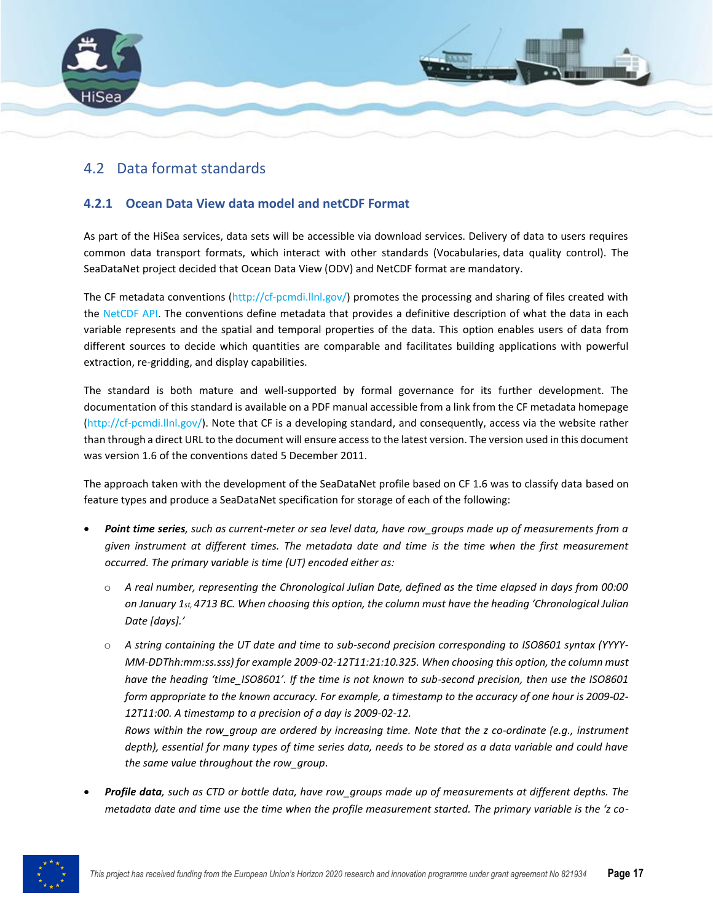## 4.2 Data format standards

### 4.2.1 Ocean Data View data model and netCDF Format

As part of the HiSea services, data sets will be accessible via download services. Delivery of data to users requires common data transport formats, which interact with other standards (Vocabularies, data quality control). The SeaDataNet project decided that Ocean Data View (ODV) and NetCDF format are mandatory.

The CF metadata conventions (http://cf-pcmdi.llnl.gov/) promotes the processing and sharing of files created with the NetCDF API. The conventions define metadata that provides a definitive description of what the data in each variable represents and the spatial and temporal properties of the data. This option enables users of data from different sources to decide which quantities are comparable and facilitates building applications with powerful extraction, re-gridding, and display capabilities.

The standard is both mature and well-supported by formal governance for its further development. The documentation of this standard is available on a PDF manual accessible from a link from the CF metadata homepage (http://cf-pcmdi.llnl.gov/). Note that CF is a developing standard, and consequently, access via the website rather than through a direct URL to the document will ensure access to the latest version. The version used in this document was version 1.6 of the conventions dated 5 December 2011.

The approach taken with the development of the SeaDataNet profile based on CF 1.6 was to classify data based on feature types and produce a SeaDataNet specification for storage of each of the following:

- ***Point time series**, such as current-meter or sea level data, have row_groups made up of measurements from a given instrument at different times. The metadata date and time is the time when the first measurement occurred. The primary variable is time (UT) encoded either as:*
  - *A real number, representing the Chronological Julian Date, defined as the time elapsed in days from 00:00 on January 1st, 4713 BC. When choosing this option, the column must have the heading 'Chronological Julian Date [days].'*
  - *A string containing the UT date and time to sub-second precision corresponding to ISO8601 syntax (YYYY-MM-DDThh:mm:ss.sss) for example 2009-02-12T11:21:10.325. When choosing this option, the column must have the heading 'time_ISO8601'. If the time is not known to sub-second precision, then use the ISO8601 form appropriate to the known accuracy. For example, a timestamp to the accuracy of one hour is 2009-02-12T11:00. A timestamp to a precision of a day is 2009-02-12.*

    *Rows within the row_group are ordered by increasing time. Note that the z co-ordinate (e.g., instrument depth), essential for many types of time series data, needs to be stored as a data variable and could have the same value throughout the row_group.*
- ***Profile data**, such as CTD or bottle data, have row_groups made up of measurements at different depths. The metadata date and time use the time when the profile measurement started. The primary variable is the 'z co-*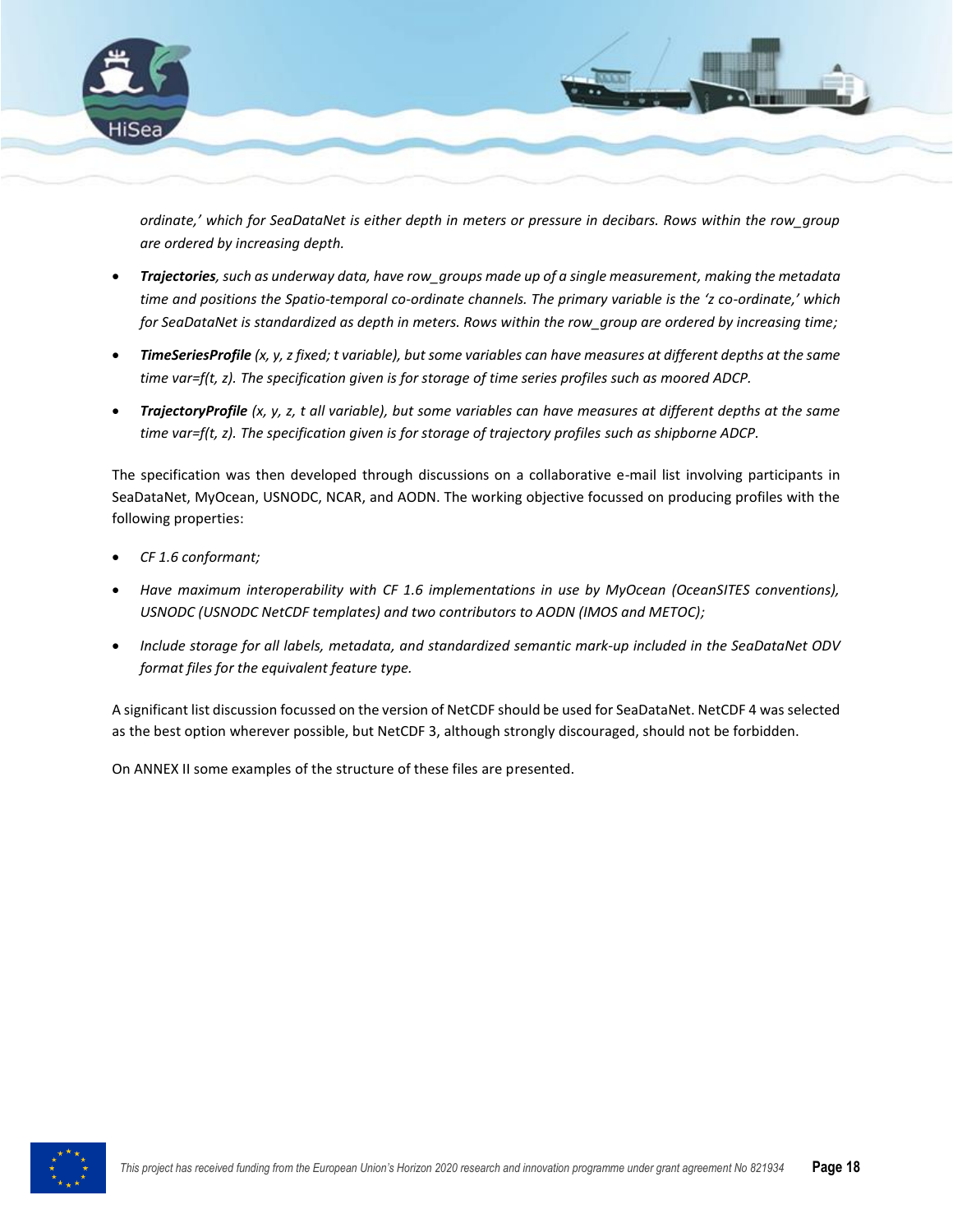*ordinate,' which for SeaDataNet is either depth in meters or pressure in decibars. Rows within the row_group are ordered by increasing depth.*

- ***Trajectories**, such as underway data, have row_groups made up of a single measurement, making the metadata time and positions the Spatio-temporal co-ordinate channels. The primary variable is the 'z co-ordinate,' which for SeaDataNet is standardized as depth in meters. Rows within the row_group are ordered by increasing time;*
- ***TimeSeriesProfile** (x, y, z fixed; t variable), but some variables can have measures at different depths at the same time var=f(t, z). The specification given is for storage of time series profiles such as moored ADCP.*
- ***TrajectoryProfile** (x, y, z, t all variable), but some variables can have measures at different depths at the same time var=f(t, z). The specification given is for storage of trajectory profiles such as shipborne ADCP.*

The specification was then developed through discussions on a collaborative e-mail list involving participants in SeaDataNet, MyOcean, USNODC, NCAR, and AODN. The working objective focussed on producing profiles with the following properties:

- *CF 1.6 conformant;*
- *Have maximum interoperability with CF 1.6 implementations in use by MyOcean (OceanSITES conventions), USNODC (USNODC NetCDF templates) and two contributors to AODN (IMOS and METOC);*
- *Include storage for all labels, metadata, and standardized semantic mark-up included in the SeaDataNet ODV format files for the equivalent feature type.*

A significant list discussion focussed on the version of NetCDF should be used for SeaDataNet. NetCDF 4 was selected as the best option wherever possible, but NetCDF 3, although strongly discouraged, should not be forbidden.

On ANNEX II some examples of the structure of these files are presented.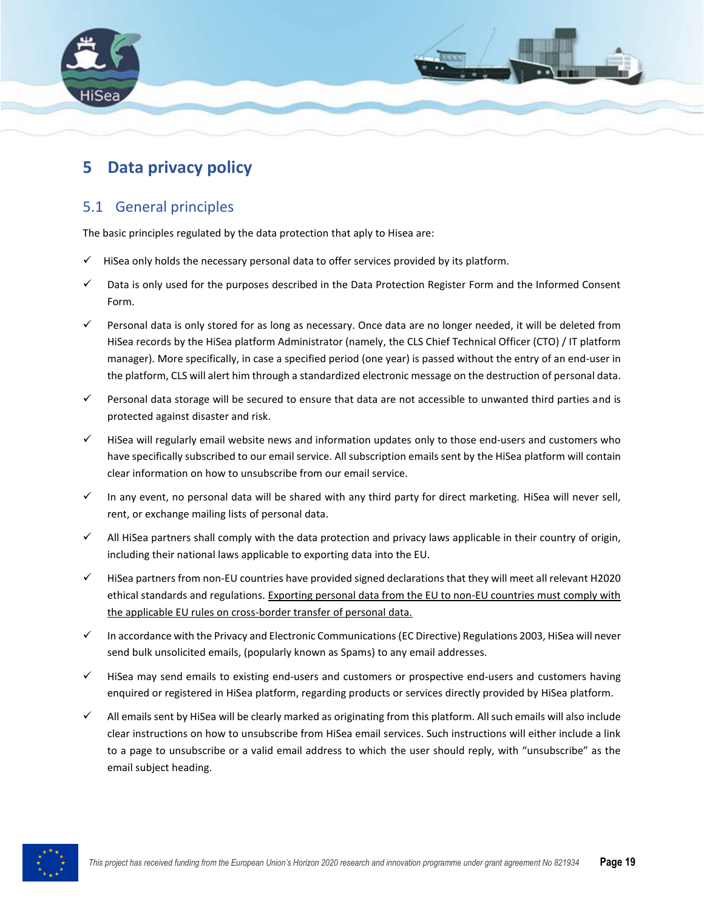# 5 Data privacy policy

## 5.1 General principles

The basic principles regulated by the data protection that aply to Hisea are:

- ✓ HiSea only holds the necessary personal data to offer services provided by its platform.
- ✓ Data is only used for the purposes described in the Data Protection Register Form and the Informed Consent Form.
- ✓ Personal data is only stored for as long as necessary. Once data are no longer needed, it will be deleted from HiSea records by the HiSea platform Administrator (namely, the CLS Chief Technical Officer (CTO) / IT platform manager). More specifically, in case a specified period (one year) is passed without the entry of an end-user in the platform, CLS will alert him through a standardized electronic message on the destruction of personal data.
- ✓ Personal data storage will be secured to ensure that data are not accessible to unwanted third parties and is protected against disaster and risk.
- ✓ HiSea will regularly email website news and information updates only to those end-users and customers who have specifically subscribed to our email service. All subscription emails sent by the HiSea platform will contain clear information on how to unsubscribe from our email service.
- ✓ In any event, no personal data will be shared with any third party for direct marketing. HiSea will never sell, rent, or exchange mailing lists of personal data.
- ✓ All HiSea partners shall comply with the data protection and privacy laws applicable in their country of origin, including their national laws applicable to exporting data into the EU.
- ✓ HiSea partners from non-EU countries have provided signed declarations that they will meet all relevant H2020 ethical standards and regulations. <u>Exporting personal data from the EU to non-EU countries must comply with the applicable EU rules on cross-border transfer of personal data.</u>
- ✓ In accordance with the Privacy and Electronic Communications (EC Directive) Regulations 2003, HiSea will never send bulk unsolicited emails, (popularly known as Spams) to any email addresses.
- ✓ HiSea may send emails to existing end-users and customers or prospective end-users and customers having enquired or registered in HiSea platform, regarding products or services directly provided by HiSea platform.
- ✓ All emails sent by HiSea will be clearly marked as originating from this platform. All such emails will also include clear instructions on how to unsubscribe from HiSea email services. Such instructions will either include a link to a page to unsubscribe or a valid email address to which the user should reply, with "unsubscribe" as the email subject heading.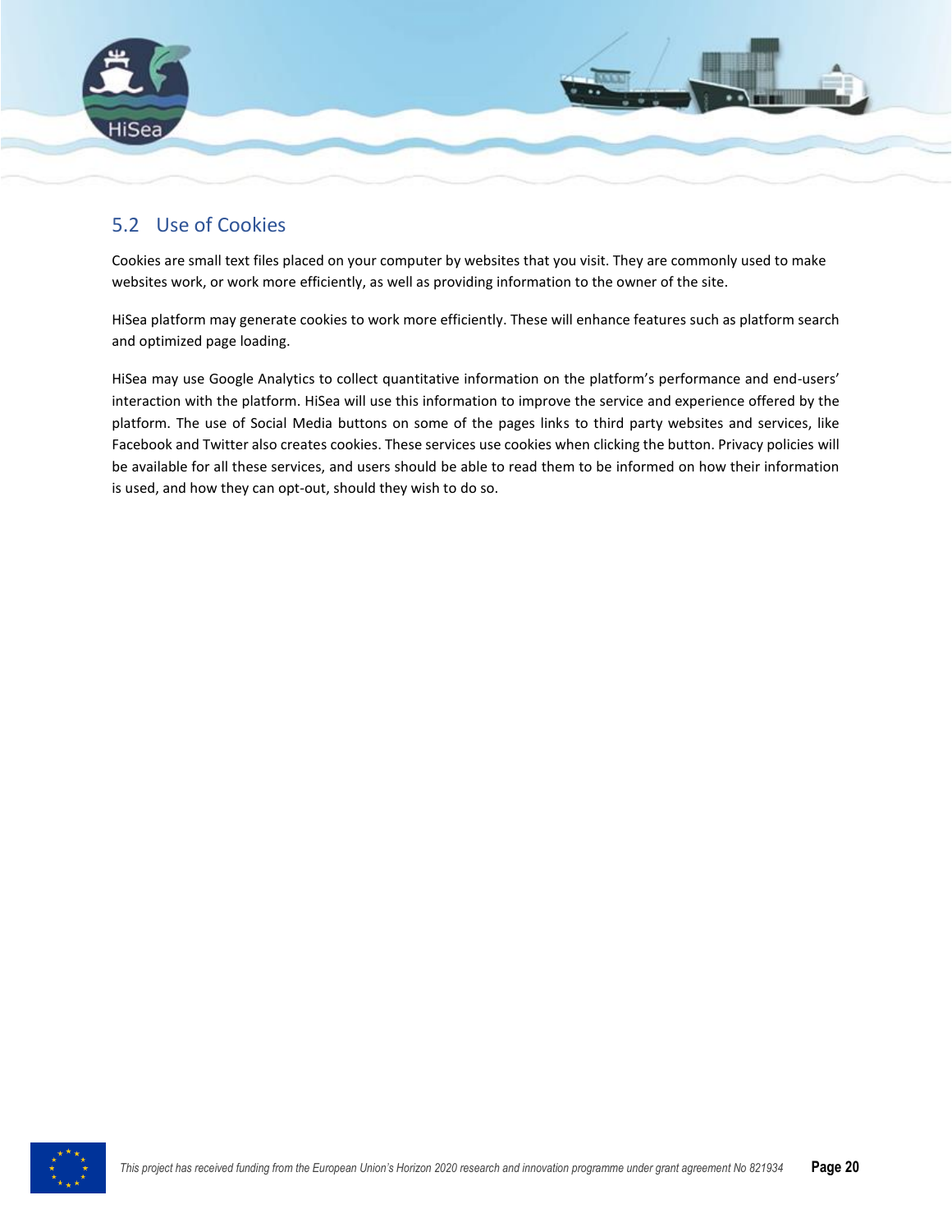## 5.2 Use of Cookies

Cookies are small text files placed on your computer by websites that you visit. They are commonly used to make websites work, or work more efficiently, as well as providing information to the owner of the site.

HiSea platform may generate cookies to work more efficiently. These will enhance features such as platform search and optimized page loading.

HiSea may use Google Analytics to collect quantitative information on the platform's performance and end-users' interaction with the platform. HiSea will use this information to improve the service and experience offered by the platform. The use of Social Media buttons on some of the pages links to third party websites and services, like Facebook and Twitter also creates cookies. These services use cookies when clicking the button. Privacy policies will be available for all these services, and users should be able to read them to be informed on how their information is used, and how they can opt-out, should they wish to do so.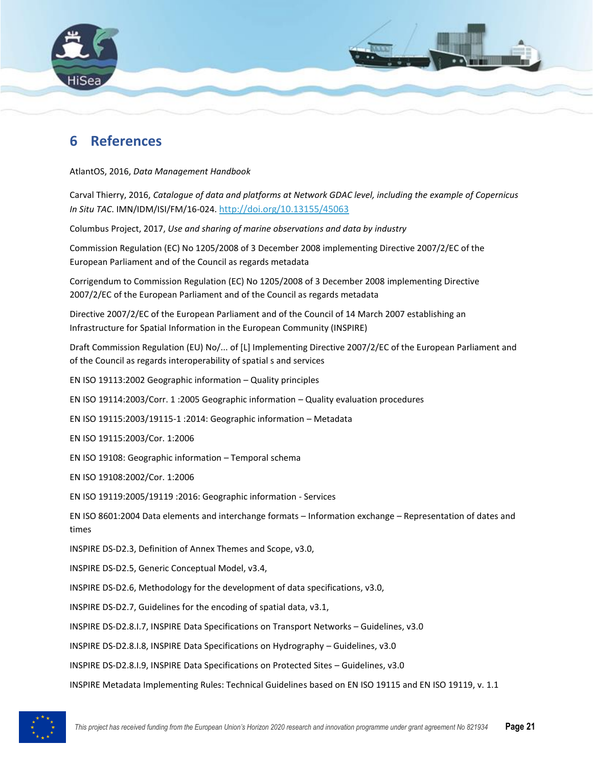# 6 References

AtlantOS, 2016, *Data Management Handbook*

Carval Thierry, 2016, *Catalogue of data and platforms at Network GDAC level, including the example of Copernicus In Situ TAC*. IMN/IDM/ISI/FM/16-024. http://doi.org/10.13155/45063

Columbus Project, 2017, *Use and sharing of marine observations and data by industry*

Commission Regulation (EC) No 1205/2008 of 3 December 2008 implementing Directive 2007/2/EC of the European Parliament and of the Council as regards metadata

Corrigendum to Commission Regulation (EC) No 1205/2008 of 3 December 2008 implementing Directive 2007/2/EC of the European Parliament and of the Council as regards metadata

Directive 2007/2/EC of the European Parliament and of the Council of 14 March 2007 establishing an Infrastructure for Spatial Information in the European Community (INSPIRE)

Draft Commission Regulation (EU) No/... of [L] Implementing Directive 2007/2/EC of the European Parliament and of the Council as regards interoperability of spatial s and services

EN ISO 19113:2002 Geographic information – Quality principles

EN ISO 19114:2003/Corr. 1 :2005 Geographic information – Quality evaluation procedures

EN ISO 19115:2003/19115-1 :2014: Geographic information – Metadata

EN ISO 19115:2003/Cor. 1:2006

EN ISO 19108: Geographic information – Temporal schema

EN ISO 19108:2002/Cor. 1:2006

EN ISO 19119:2005/19119 :2016: Geographic information - Services

EN ISO 8601:2004 Data elements and interchange formats – Information exchange – Representation of dates and times

INSPIRE DS-D2.3, Definition of Annex Themes and Scope, v3.0,

INSPIRE DS-D2.5, Generic Conceptual Model, v3.4,

INSPIRE DS-D2.6, Methodology for the development of data specifications, v3.0,

INSPIRE DS-D2.7, Guidelines for the encoding of spatial data, v3.1,

INSPIRE DS-D2.8.I.7, INSPIRE Data Specifications on Transport Networks – Guidelines, v3.0

INSPIRE DS-D2.8.I.8, INSPIRE Data Specifications on Hydrography – Guidelines, v3.0

INSPIRE DS-D2.8.I.9, INSPIRE Data Specifications on Protected Sites – Guidelines, v3.0

INSPIRE Metadata Implementing Rules: Technical Guidelines based on EN ISO 19115 and EN ISO 19119, v. 1.1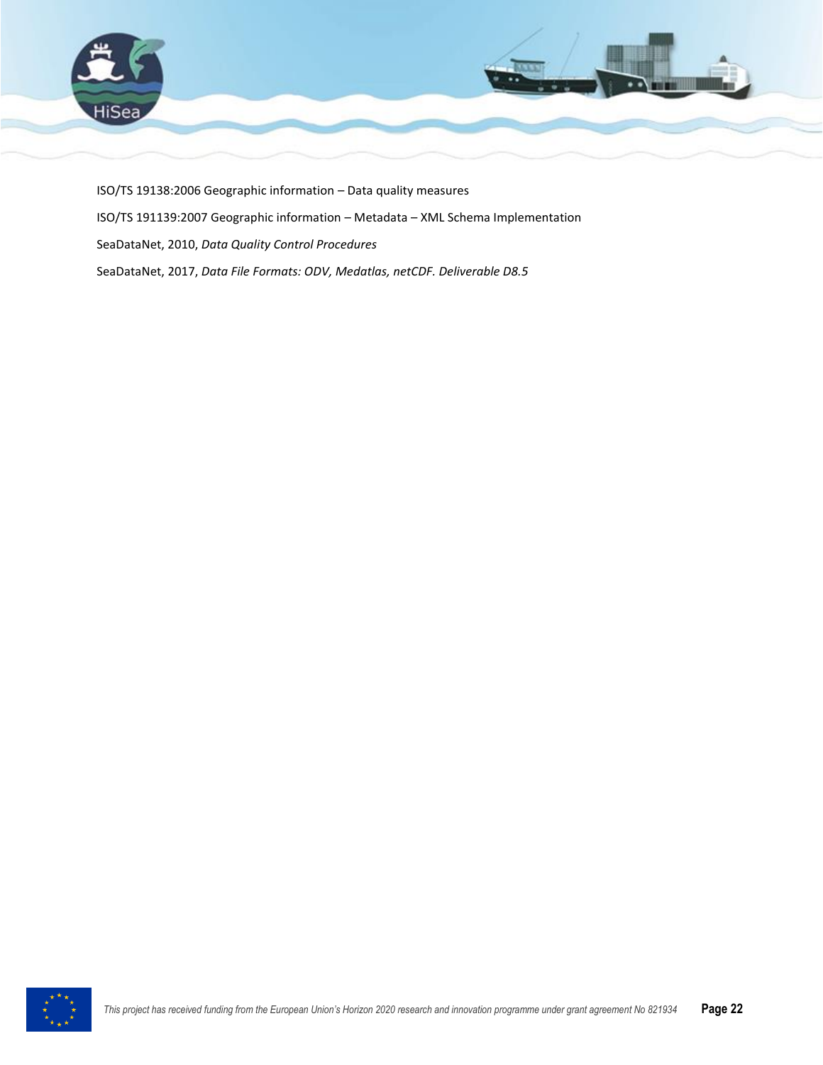ISO/TS 19138:2006 Geographic information – Data quality measures

ISO/TS 191139:2007 Geographic information – Metadata – XML Schema Implementation

SeaDataNet, 2010, *Data Quality Control Procedures*

SeaDataNet, 2017, *Data File Formats: ODV, Medatlas, netCDF. Deliverable D8.5*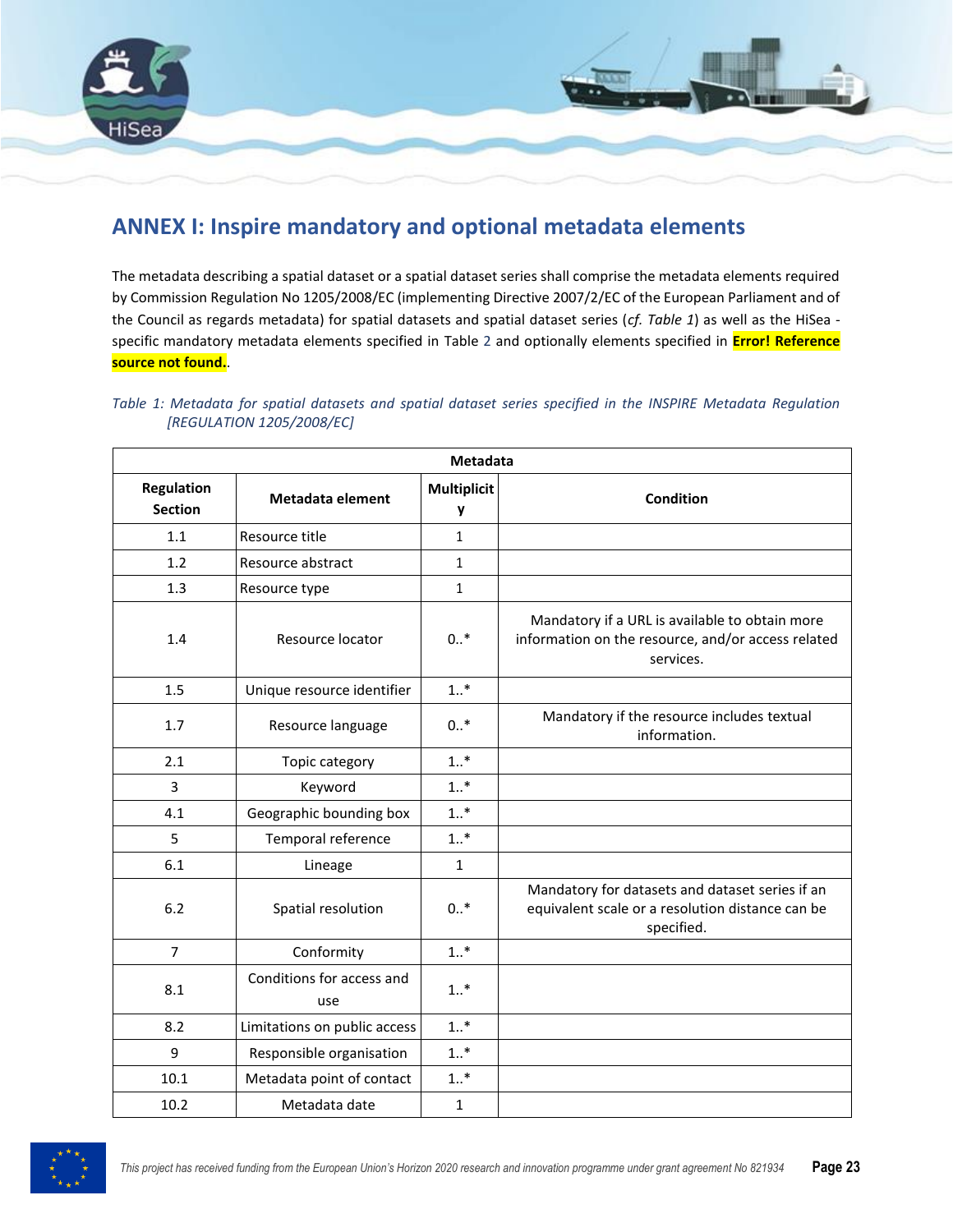# ANNEX I: Inspire mandatory and optional metadata elements

The metadata describing a spatial dataset or a spatial dataset series shall comprise the metadata elements required by Commission Regulation No 1205/2008/EC (implementing Directive 2007/2/EC of the European Parliament and of the Council as regards metadata) for spatial datasets and spatial dataset series (*cf. Table 1*) as well as the HiSea - specific mandatory metadata elements specified in Table 2 and optionally elements specified in **Error! Reference source not found.**.

*Table 1: Metadata for spatial datasets and spatial dataset series specified in the INSPIRE Metadata Regulation [REGULATION 1205/2008/EC]*

| **Metadata** | | | |
|---|---|---|---|
| **Regulation Section** | **Metadata element** | **Multiplicity** | **Condition** |
| 1.1 | Resource title | 1 | |
| 1.2 | Resource abstract | 1 | |
| 1.3 | Resource type | 1 | |
| 1.4 | Resource locator | 0..* | Mandatory if a URL is available to obtain more information on the resource, and/or access related services. |
| 1.5 | Unique resource identifier | 1..* | |
| 1.7 | Resource language | 0..* | Mandatory if the resource includes textual information. |
| 2.1 | Topic category | 1..* | |
| 3 | Keyword | 1..* | |
| 4.1 | Geographic bounding box | 1..* | |
| 5 | Temporal reference | 1..* | |
| 6.1 | Lineage | 1 | |
| 6.2 | Spatial resolution | 0..* | Mandatory for datasets and dataset series if an equivalent scale or a resolution distance can be specified. |
| 7 | Conformity | 1..* | |
| 8.1 | Conditions for access and use | 1..* | |
| 8.2 | Limitations on public access | 1..* | |
| 9 | Responsible organisation | 1..* | |
| 10.1 | Metadata point of contact | 1..* | |
| 10.2 | Metadata date | 1 | |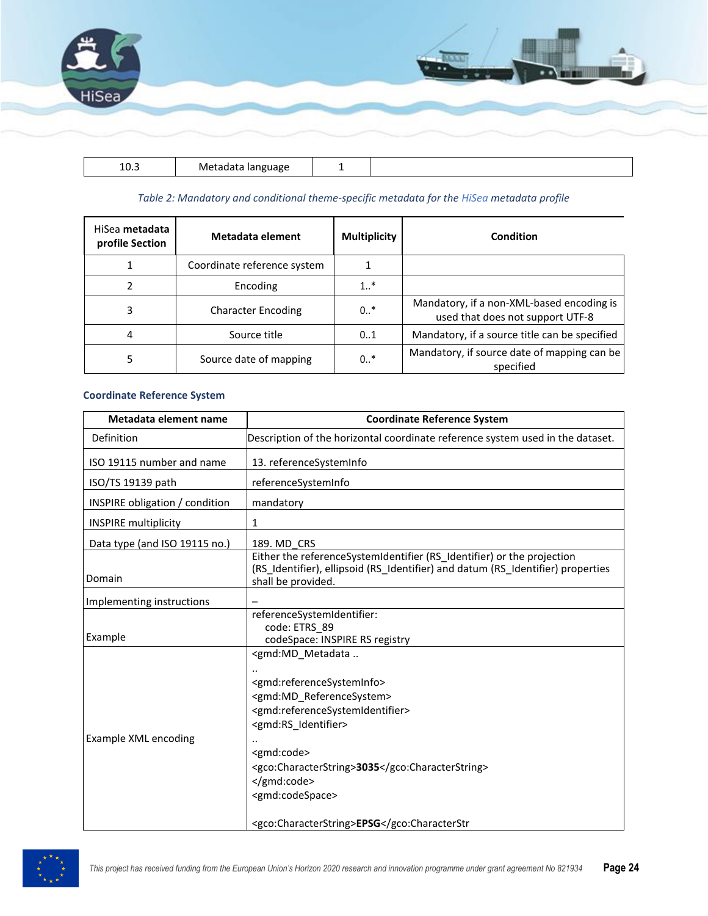| 10.3 | Metadata language | 1 | |
|---|---|---|---|

*Table 2: Mandatory and conditional theme-specific metadata for the HiSea metadata profile*

| HiSea metadata profile Section | Metadata element | Multiplicity | Condition |
|---|---|---|---|
| 1 | Coordinate reference system | 1 | |
| 2 | Encoding | 1..* | |
| 3 | Character Encoding | 0..* | Mandatory, if a non-XML-based encoding is used that does not support UTF-8 |
| 4 | Source title | 0..1 | Mandatory, if a source title can be specified |
| 5 | Source date of mapping | 0..* | Mandatory, if source date of mapping can be specified |

### Coordinate Reference System

| Metadata element name | Coordinate Reference System |
|---|---|
| Definition | Description of the horizontal coordinate reference system used in the dataset. |
| ISO 19115 number and name | 13. referenceSystemInfo |
| ISO/TS 19139 path | referenceSystemInfo |
| INSPIRE obligation / condition | mandatory |
| INSPIRE multiplicity | 1 |
| Data type (and ISO 19115 no.) | 189. MD_CRS |
| Domain | Either the referenceSystemIdentifier (RS_Identifier) or the projection (RS_Identifier), ellipsoid (RS_Identifier) and datum (RS_Identifier) properties shall be provided. |
| Implementing instructions | – |
| Example | referenceSystemIdentifier:<br>code: ETRS_89<br>codeSpace: INSPIRE RS registry |
| Example XML encoding | <gmd:MD_Metadata ..<br>..<br><gmd:referenceSystemInfo><br><gmd:MD_ReferenceSystem><br><gmd:referenceSystemIdentifier><br><gmd:RS_Identifier><br>..<br><gmd:code><br><gco:CharacterString>**3035**</gco:CharacterString><br></gmd:code><br><gmd:codeSpace><br><br><gco:CharacterString>**EPSG**</gco:CharacterStr |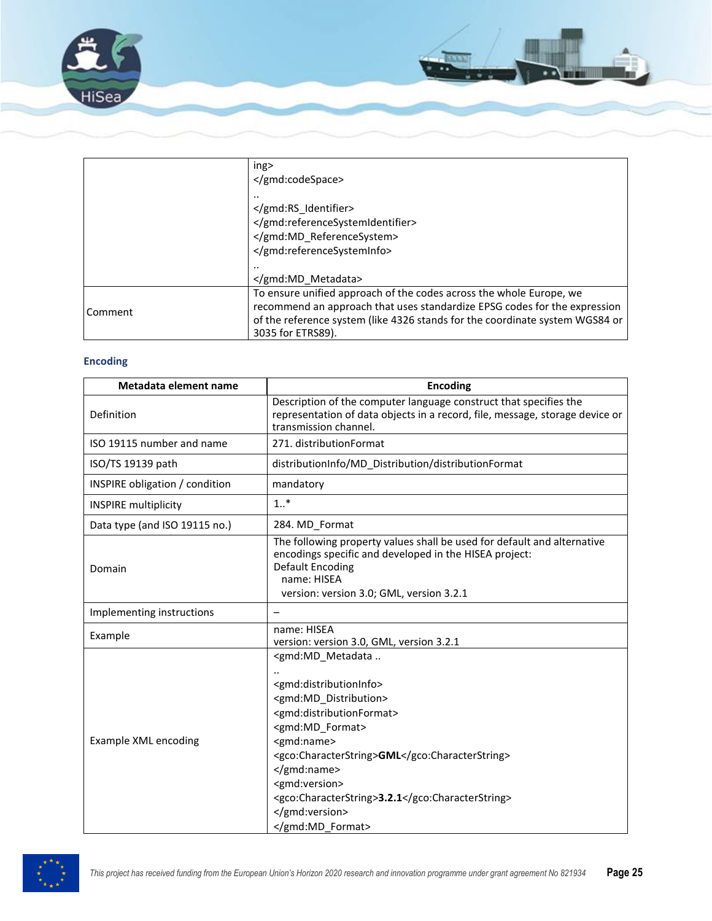| | |
|---|---|
| | ing><br></gmd:codeSpace><br>..<br></gmd:RS_Identifier><br></gmd:referenceSystemIdentifier><br></gmd:MD_ReferenceSystem><br></gmd:referenceSystemInfo><br>..<br></gmd:MD_Metadata> |
| Comment | To ensure unified approach of the codes across the whole Europe, we recommend an approach that uses standardize EPSG codes for the expression of the reference system (like 4326 stands for the coordinate system WGS84 or 3035 for ETRS89). |

### Encoding

| Metadata element name | Encoding |
|---|---|
| Definition | Description of the computer language construct that specifies the representation of data objects in a record, file, message, storage device or transmission channel. |
| ISO 19115 number and name | 271. distributionFormat |
| ISO/TS 19139 path | distributionInfo/MD_Distribution/distributionFormat |
| INSPIRE obligation / condition | mandatory |
| INSPIRE multiplicity | 1..* |
| Data type (and ISO 19115 no.) | 284. MD_Format |
| Domain | The following property values shall be used for default and alternative encodings specific and developed in the HISEA project:<br>Default Encoding<br>name: HISEA<br>version: version 3.0; GML, version 3.2.1 |
| Implementing instructions | – |
| Example | name: HISEA<br>version: version 3.0, GML, version 3.2.1 |
| Example XML encoding | <gmd:MD_Metadata ..<br>..<br><gmd:distributionInfo><br><gmd:MD_Distribution><br><gmd:distributionFormat><br><gmd:MD_Format><br><gmd:name><br><gco:CharacterString>**GML**</gco:CharacterString><br></gmd:name><br><gmd:version><br><gco:CharacterString>**3.2.1**</gco:CharacterString><br></gmd:version><br></gmd:MD_Format> |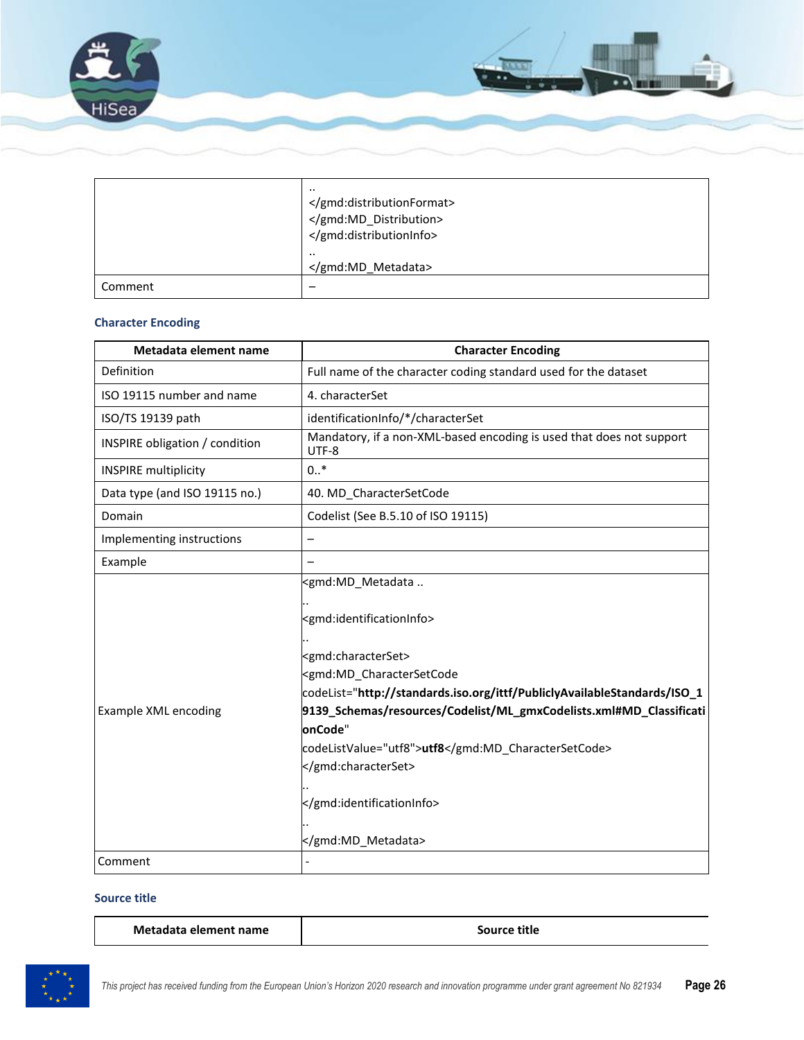| | |
|---|---|
| | ..<br></gmd:distributionFormat><br></gmd:MD_Distribution><br></gmd:distributionInfo><br>..<br></gmd:MD_Metadata> |
| Comment | – |

### Character Encoding

| Metadata element name | Character Encoding |
|---|---|
| Definition | Full name of the character coding standard used for the dataset |
| ISO 19115 number and name | 4. characterSet |
| ISO/TS 19139 path | identificationInfo/*/characterSet |
| INSPIRE obligation / condition | Mandatory, if a non-XML-based encoding is used that does not support UTF-8 |
| INSPIRE multiplicity | 0..* |
| Data type (and ISO 19115 no.) | 40. MD_CharacterSetCode |
| Domain | Codelist (See B.5.10 of ISO 19115) |
| Implementing instructions | – |
| Example | – |
| Example XML encoding | <gmd:MD_Metadata ..<br>..<br><gmd:identificationInfo><br>..<br><gmd:characterSet><br><gmd:MD_CharacterSetCode<br>codeList="**http://standards.iso.org/ittf/PubliclyAvailableStandards/ISO_19139_Schemas/resources/Codelist/ML_gmxCodelists.xml#MD_ClassificationCode**"<br>codeListValue="utf8">**utf8**</gmd:MD_CharacterSetCode><br></gmd:characterSet><br>..<br></gmd:identificationInfo><br>..<br></gmd:MD_Metadata> |
| Comment | - |

### Source title

| Metadata element name | Source title |
|---|---|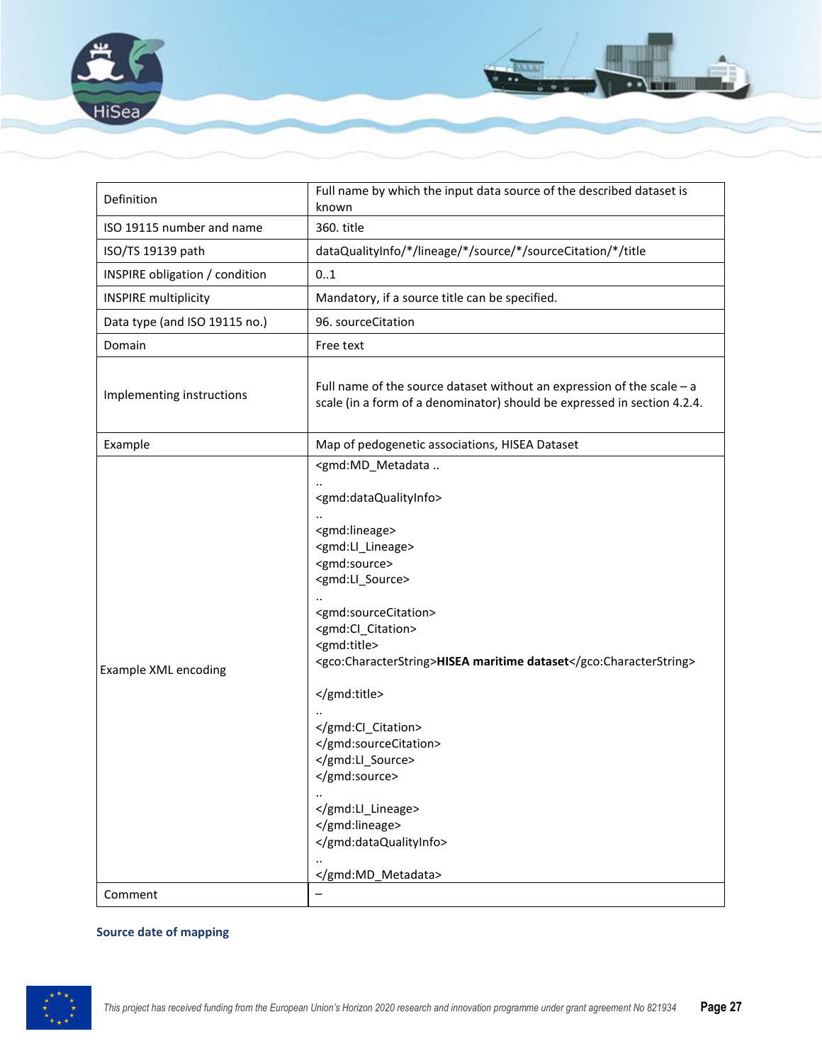| Definition | Full name by which the input data source of the described dataset is known |
|---|---|
| ISO 19115 number and name | 360. title |
| ISO/TS 19139 path | dataQualityInfo/*/lineage/*/source/*/sourceCitation/*/title |
| INSPIRE obligation / condition | 0..1 |
| INSPIRE multiplicity | Mandatory, if a source title can be specified. |
| Data type (and ISO 19115 no.) | 96. sourceCitation |
| Domain | Free text |
| Implementing instructions | Full name of the source dataset without an expression of the scale – a scale (in a form of a denominator) should be expressed in section 4.2.4. |
| Example | Map of pedogenetic associations, HISEA Dataset |
| Example XML encoding | <gmd:MD_Metadata ..<br>..<br><gmd:dataQualityInfo><br>..<br><gmd:lineage><br><gmd:LI_Lineage><br><gmd:source><br><gmd:LI_Source><br>..<br><gmd:sourceCitation><br><gmd:CI_Citation><br><gmd:title><br><gco:CharacterString>**HISEA maritime dataset**</gco:CharacterString><br><br></gmd:title><br>..<br></gmd:CI_Citation><br></gmd:sourceCitation><br></gmd:LI_Source><br></gmd:source><br>..<br></gmd:LI_Lineage><br></gmd:lineage><br></gmd:dataQualityInfo><br>..<br></gmd:MD_Metadata> |
| Comment | – |

### Source date of mapping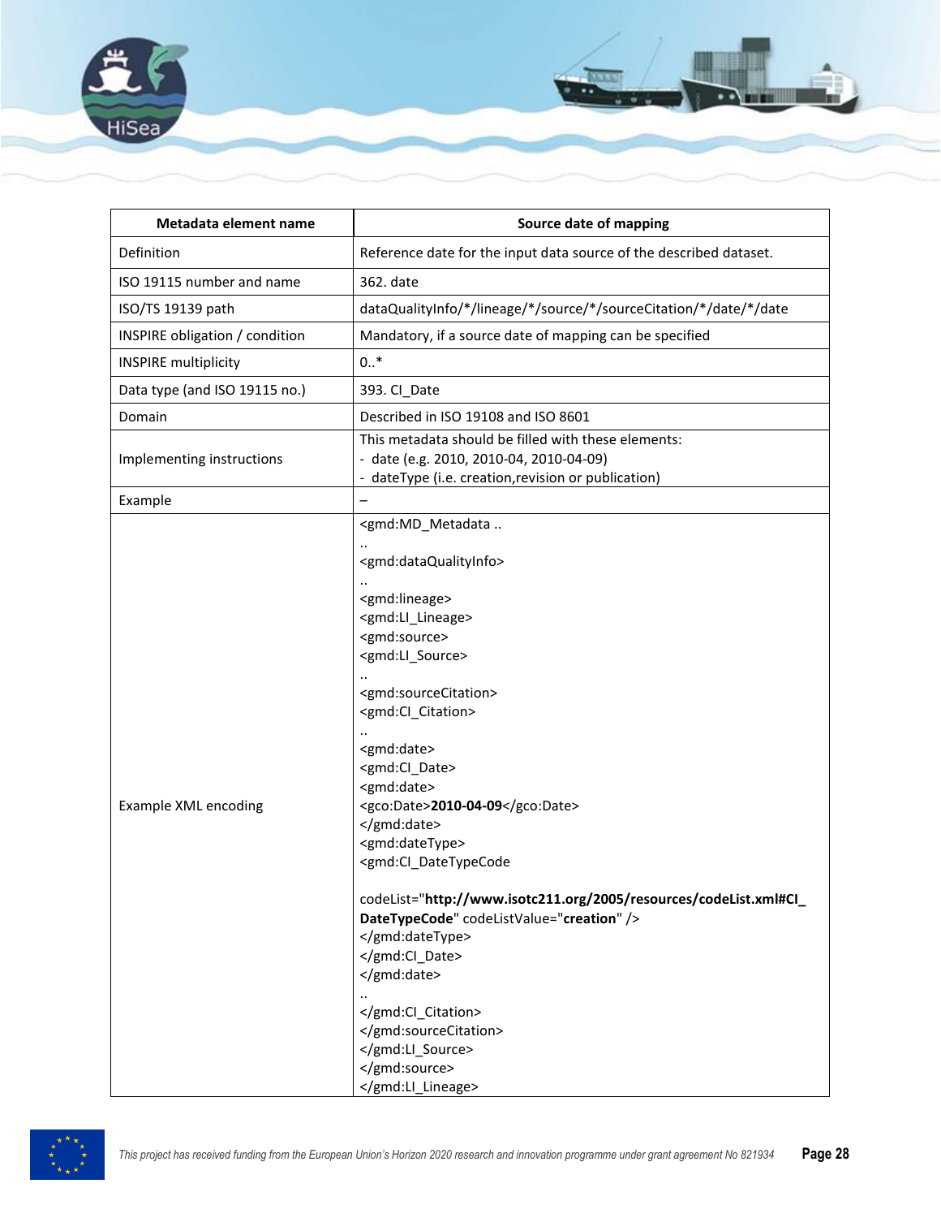| Metadata element name | Source date of mapping |
| --- | --- |
| Definition | Reference date for the input data source of the described dataset. |
| ISO 19115 number and name | 362. date |
| ISO/TS 19139 path | dataQualityInfo/*/lineage/*/source/*/sourceCitation/*/date/*/date |
| INSPIRE obligation / condition | Mandatory, if a source date of mapping can be specified |
| INSPIRE multiplicity | 0..* |
| Data type (and ISO 19115 no.) | 393. CI_Date |
| Domain | Described in ISO 19108 and ISO 8601 |
| Implementing instructions | This metadata should be filled with these elements:<br>- date (e.g. 2010, 2010-04, 2010-04-09)<br>- dateType (i.e. creation,revision or publication) |
| Example | – |
| Example XML encoding | <gmd:MD_Metadata ..<br>..<br><gmd:dataQualityInfo><br>..<br><gmd:lineage><br><gmd:LI_Lineage><br><gmd:source><br><gmd:LI_Source><br>..<br><gmd:sourceCitation><br><gmd:CI_Citation><br>..<br><gmd:date><br><gmd:CI_Date><br><gmd:date><br><gco:Date>**2010-04-09**</gco:Date><br></gmd:date><br><gmd:dateType><br><gmd:CI_DateTypeCode<br><br>codeList="**http://www.isotc211.org/2005/resources/codeList.xml#CI_DateTypeCode**" codeListValue="**creation**" /><br></gmd:dateType><br></gmd:CI_Date><br></gmd:date><br>..<br></gmd:CI_Citation><br></gmd:sourceCitation><br></gmd:LI_Source><br></gmd:source><br></gmd:LI_Lineage> |

*This project has received funding from the European Union's Horizon 2020 research and innovation programme under grant agreement No 821934*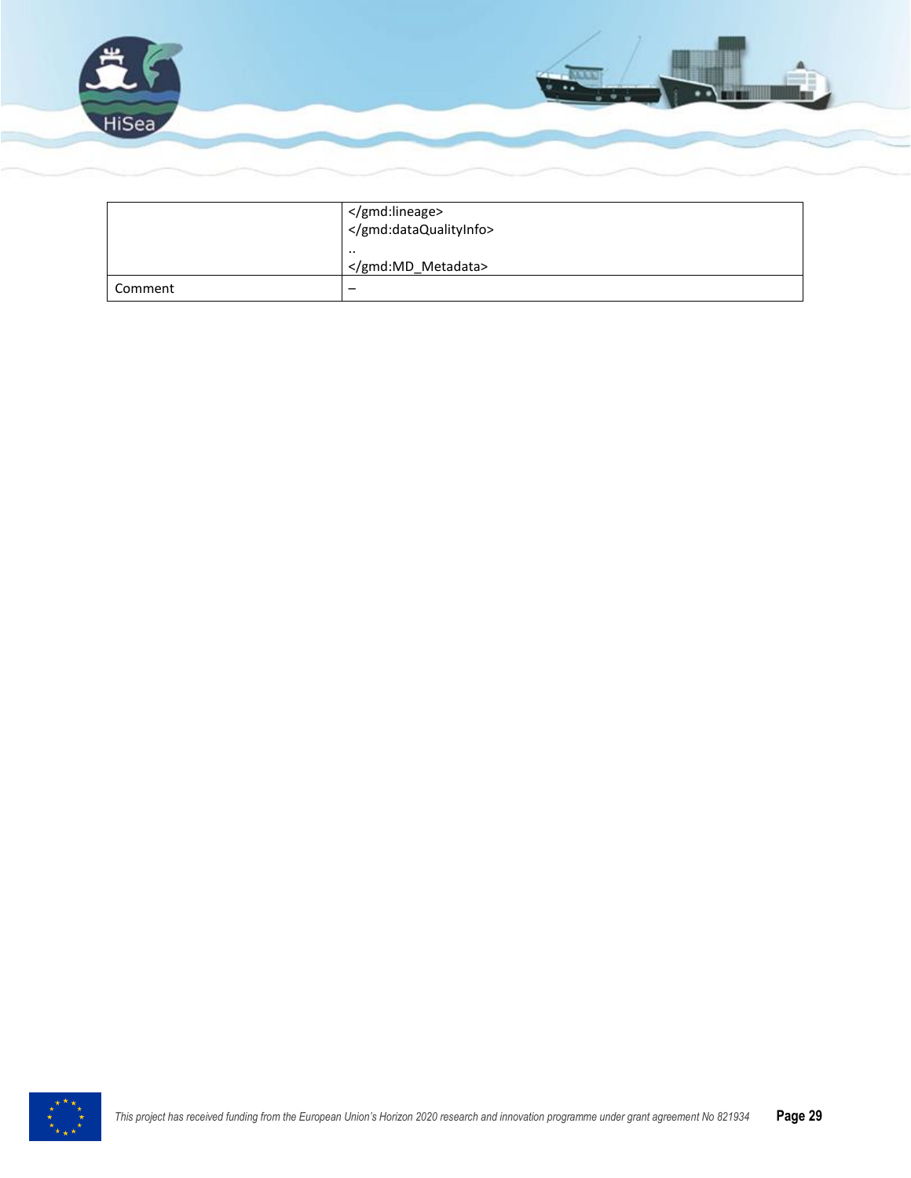|  |  |
|---|---|
|  | </gmd:lineage><br></gmd:dataQualityInfo><br>..<br></gmd:MD_Metadata> |
| Comment | – |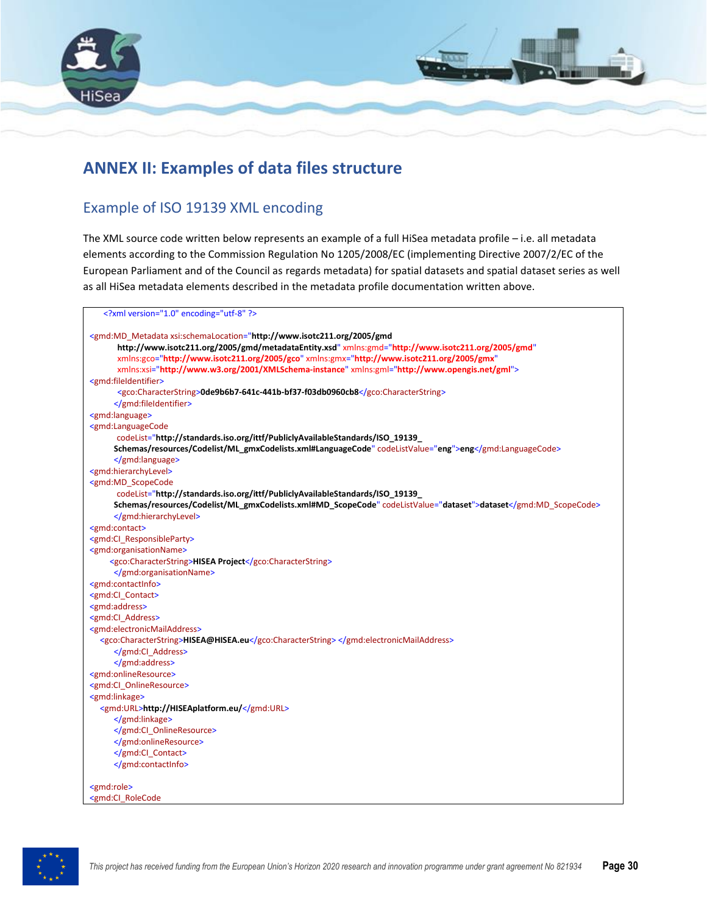# ANNEX II: Examples of data files structure

## Example of ISO 19139 XML encoding

The XML source code written below represents an example of a full HiSea metadata profile – i.e. all metadata elements according to the Commission Regulation No 1205/2008/EC (implementing Directive 2007/2/EC of the European Parliament and of the Council as regards metadata) for spatial datasets and spatial dataset series as well as all HiSea metadata elements described in the metadata profile documentation written above.

```
    <?xml version="1.0" encoding="utf-8" ?>

<gmd:MD_Metadata xsi:schemaLocation="http://www.isotc211.org/2005/gmd
        http://www.isotc211.org/2005/gmd/metadataEntity.xsd" xmlns:gmd="http://www.isotc211.org/2005/gmd"
        xmlns:gco="http://www.isotc211.org/2005/gco" xmlns:gmx="http://www.isotc211.org/2005/gmx"
        xmlns:xsi="http://www.w3.org/2001/XMLSchema-instance" xmlns:gml="http://www.opengis.net/gml">
<gmd:fileIdentifier>
        <gco:CharacterString>0de9b6b7-641c-441b-bf37-f03db0960cb8</gco:CharacterString>
       </gmd:fileIdentifier>
<gmd:language>
<gmd:LanguageCode
        codeList="http://standards.iso.org/ittf/PubliclyAvailableStandards/ISO_19139_
       Schemas/resources/Codelist/ML_gmxCodelists.xml#LanguageCode" codeListValue="eng">eng</gmd:LanguageCode>
       </gmd:language>
<gmd:hierarchyLevel>
<gmd:MD_ScopeCode
        codeList="http://standards.iso.org/ittf/PubliclyAvailableStandards/ISO_19139_
       Schemas/resources/Codelist/ML_gmxCodelists.xml#MD_ScopeCode" codeListValue="dataset">dataset</gmd:MD_ScopeCode>
       </gmd:hierarchyLevel>
<gmd:contact>
<gmd:CI_ResponsibleParty>
<gmd:organisationName>
      <gco:CharacterString>HISEA Project</gco:CharacterString>
       </gmd:organisationName>
<gmd:contactInfo>
<gmd:CI_Contact>
<gmd:address>
<gmd:CI_Address>
<gmd:electronicMailAddress>
    <gco:CharacterString>HISEA@HISEA.eu</gco:CharacterString> </gmd:electronicMailAddress>
       </gmd:CI_Address>
       </gmd:address>
<gmd:onlineResource>
<gmd:CI_OnlineResource>
<gmd:linkage>
    <gmd:URL>http://HISEAplatform.eu/</gmd:URL>
       </gmd:linkage>
       </gmd:CI_OnlineResource>
       </gmd:onlineResource>
       </gmd:CI_Contact>
       </gmd:contactInfo>

<gmd:role>
<gmd:CI_RoleCode
```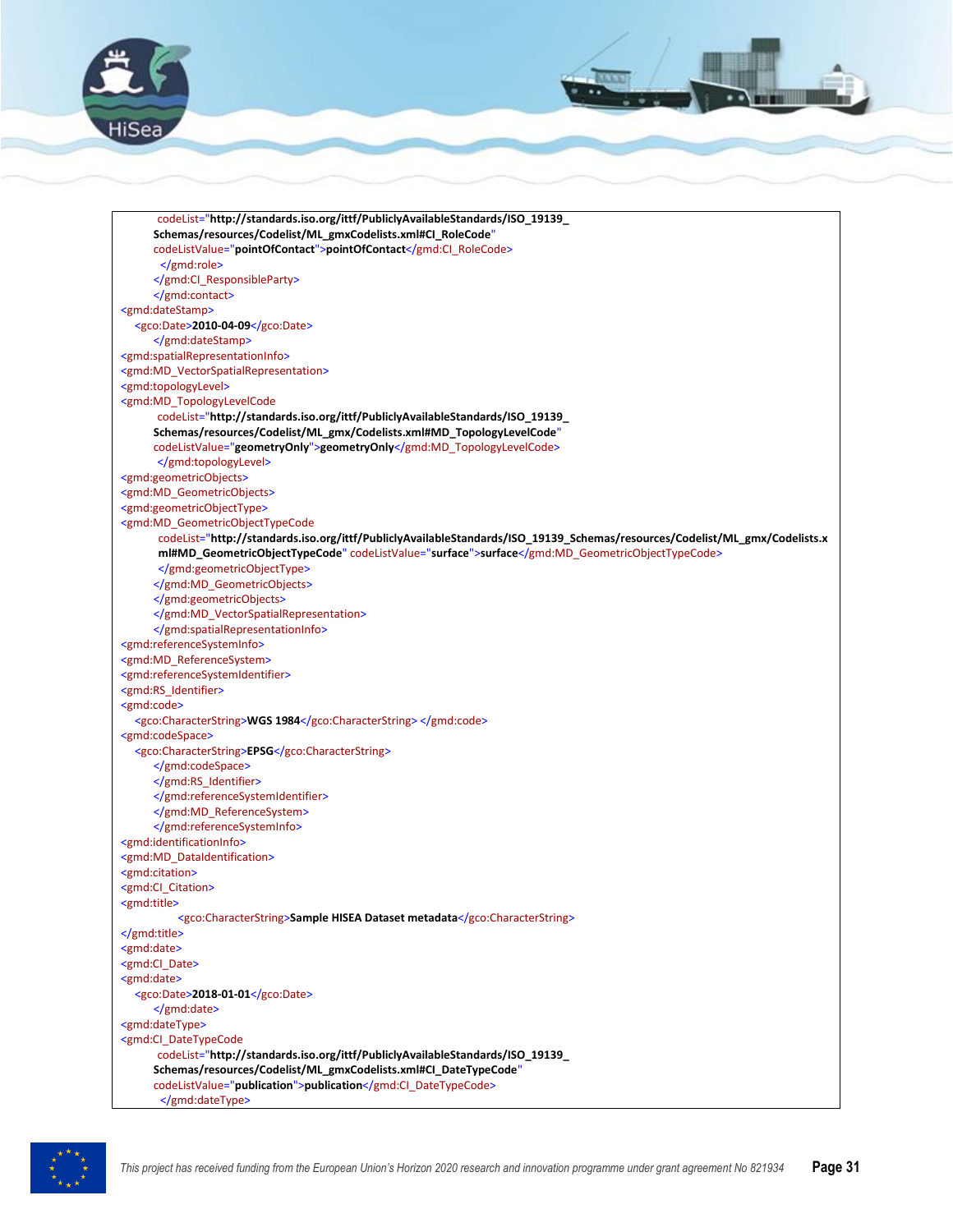```
         codeList="http://standards.iso.org/ittf/PubliclyAvailableStandards/ISO_19139_
        Schemas/resources/Codelist/ML_gmxCodelists.xml#CI_RoleCode"
        codeListValue="pointOfContact">pointOfContact</gmd:CI_RoleCode>
          </gmd:role>
        </gmd:CI_ResponsibleParty>
        </gmd:contact>
<gmd:dateStamp>
    <gco:Date>2010-04-09</gco:Date>
        </gmd:dateStamp>
<gmd:spatialRepresentationInfo>
<gmd:MD_VectorSpatialRepresentation>
<gmd:topologyLevel>
<gmd:MD_TopologyLevelCode
         codeList="http://standards.iso.org/ittf/PubliclyAvailableStandards/ISO_19139_
        Schemas/resources/Codelist/ML_gmx/Codelists.xml#MD_TopologyLevelCode"
        codeListValue="geometryOnly">geometryOnly</gmd:MD_TopologyLevelCode>
         </gmd:topologyLevel>
<gmd:geometricObjects>
<gmd:MD_GeometricObjects>
<gmd:geometricObjectType>
<gmd:MD_GeometricObjectTypeCode
         codeList="http://standards.iso.org/ittf/PubliclyAvailableStandards/ISO_19139_Schemas/resources/Codelist/ML_gmx/Codelists.x
         ml#MD_GeometricObjectTypeCode" codeListValue="surface">surface</gmd:MD_GeometricObjectTypeCode>
         </gmd:geometricObjectType>
        </gmd:MD_GeometricObjects>
        </gmd:geometricObjects>
        </gmd:MD_VectorSpatialRepresentation>
        </gmd:spatialRepresentationInfo>
<gmd:referenceSystemInfo>
<gmd:MD_ReferenceSystem>
<gmd:referenceSystemIdentifier>
<gmd:RS_Identifier>
<gmd:code>
    <gco:CharacterString>WGS 1984</gco:CharacterString> </gmd:code>
<gmd:codeSpace>
    <gco:CharacterString>EPSG</gco:CharacterString>
        </gmd:codeSpace>
        </gmd:RS_Identifier>
        </gmd:referenceSystemIdentifier>
        </gmd:MD_ReferenceSystem>
        </gmd:referenceSystemInfo>
<gmd:identificationInfo>
<gmd:MD_DataIdentification>
<gmd:citation>
<gmd:CI_Citation>
<gmd:title>
            <gco:CharacterString>Sample HISEA Dataset metadata</gco:CharacterString>
</gmd:title>
<gmd:date>
<gmd:CI_Date>
<gmd:date>
    <gco:Date>2018-01-01</gco:Date>
        </gmd:date>
<gmd:dateType>
<gmd:CI_DateTypeCode
         codeList="http://standards.iso.org/ittf/PubliclyAvailableStandards/ISO_19139_
        Schemas/resources/Codelist/ML_gmxCodelists.xml#CI_DateTypeCode"
        codeListValue="publication">publication</gmd:CI_DateTypeCode>
          </gmd:dateType>
```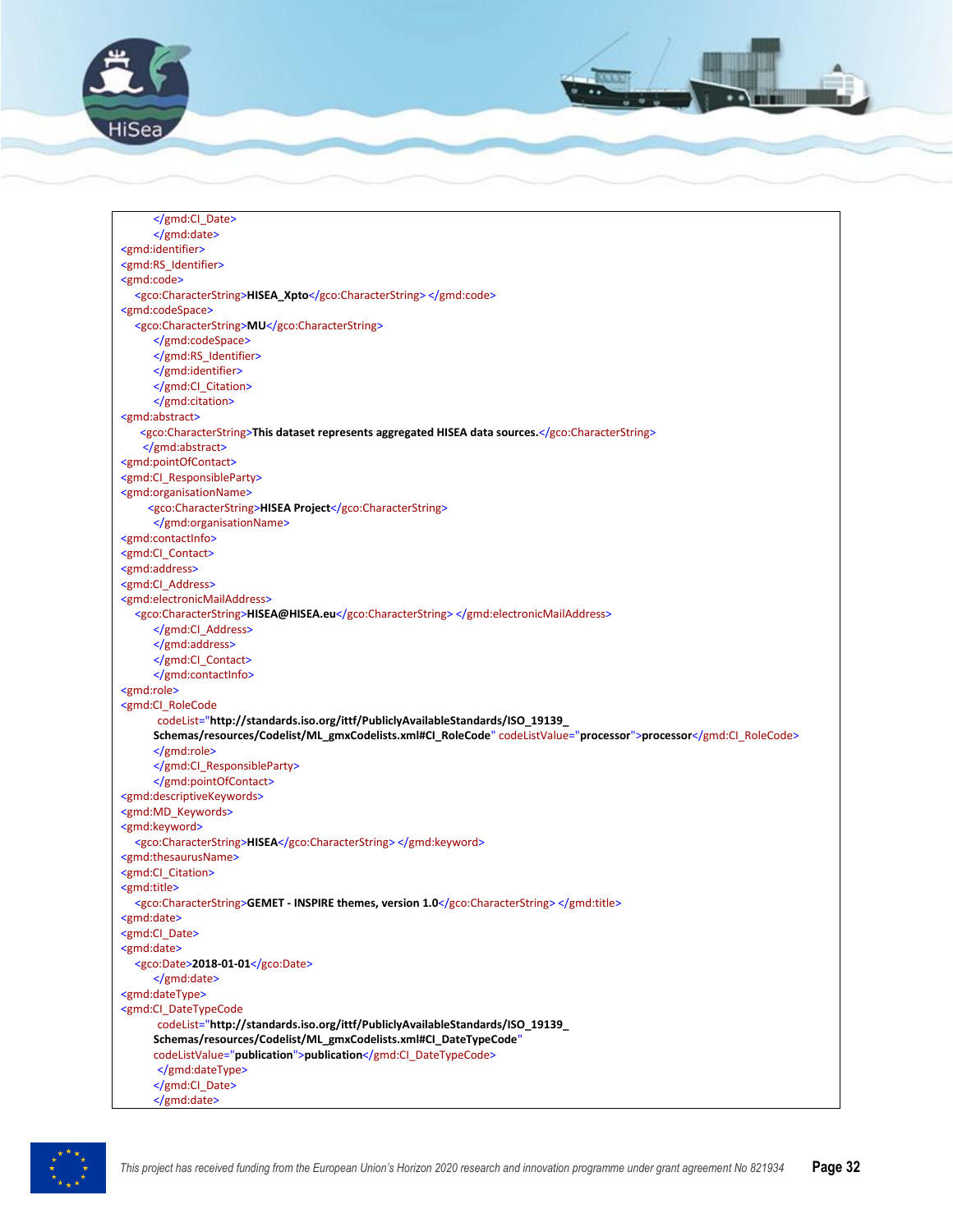```xml
        </gmd:CI_Date>
        </gmd:date>
<gmd:identifier>
<gmd:RS_Identifier>
<gmd:code>
    <gco:CharacterString>HISEA_Xpto</gco:CharacterString> </gmd:code>
<gmd:codeSpace>
    <gco:CharacterString>MU</gco:CharacterString>
        </gmd:codeSpace>
        </gmd:RS_Identifier>
        </gmd:identifier>
        </gmd:CI_Citation>
        </gmd:citation>
<gmd:abstract>
     <gco:CharacterString>This dataset represents aggregated HISEA data sources.</gco:CharacterString>
     </gmd:abstract>
<gmd:pointOfContact>
<gmd:CI_ResponsibleParty>
<gmd:organisationName>
       <gco:CharacterString>HISEA Project</gco:CharacterString>
        </gmd:organisationName>
<gmd:contactInfo>
<gmd:CI_Contact>
<gmd:address>
<gmd:CI_Address>
<gmd:electronicMailAddress>
    <gco:CharacterString>HISEA@HISEA.eu</gco:CharacterString> </gmd:electronicMailAddress>
        </gmd:CI_Address>
        </gmd:address>
        </gmd:CI_Contact>
        </gmd:contactInfo>
<gmd:role>
<gmd:CI_RoleCode
         codeList="http://standards.iso.org/ittf/PubliclyAvailableStandards/ISO_19139_
        Schemas/resources/Codelist/ML_gmxCodelists.xml#CI_RoleCode" codeListValue="processor">processor</gmd:CI_RoleCode>
        </gmd:role>
        </gmd:CI_ResponsibleParty>
        </gmd:pointOfContact>
<gmd:descriptiveKeywords>
<gmd:MD_Keywords>
<gmd:keyword>
    <gco:CharacterString>HISEA</gco:CharacterString> </gmd:keyword>
<gmd:thesaurusName>
<gmd:CI_Citation>
<gmd:title>
    <gco:CharacterString>GEMET - INSPIRE themes, version 1.0</gco:CharacterString> </gmd:title>
<gmd:date>
<gmd:CI_Date>
<gmd:date>
    <gco:Date>2018-01-01</gco:Date>
        </gmd:date>
<gmd:dateType>
<gmd:CI_DateTypeCode
         codeList="http://standards.iso.org/ittf/PubliclyAvailableStandards/ISO_19139_
        Schemas/resources/Codelist/ML_gmxCodelists.xml#CI_DateTypeCode"
        codeListValue="publication">publication</gmd:CI_DateTypeCode>
         </gmd:dateType>
        </gmd:CI_Date>
        </gmd:date>
```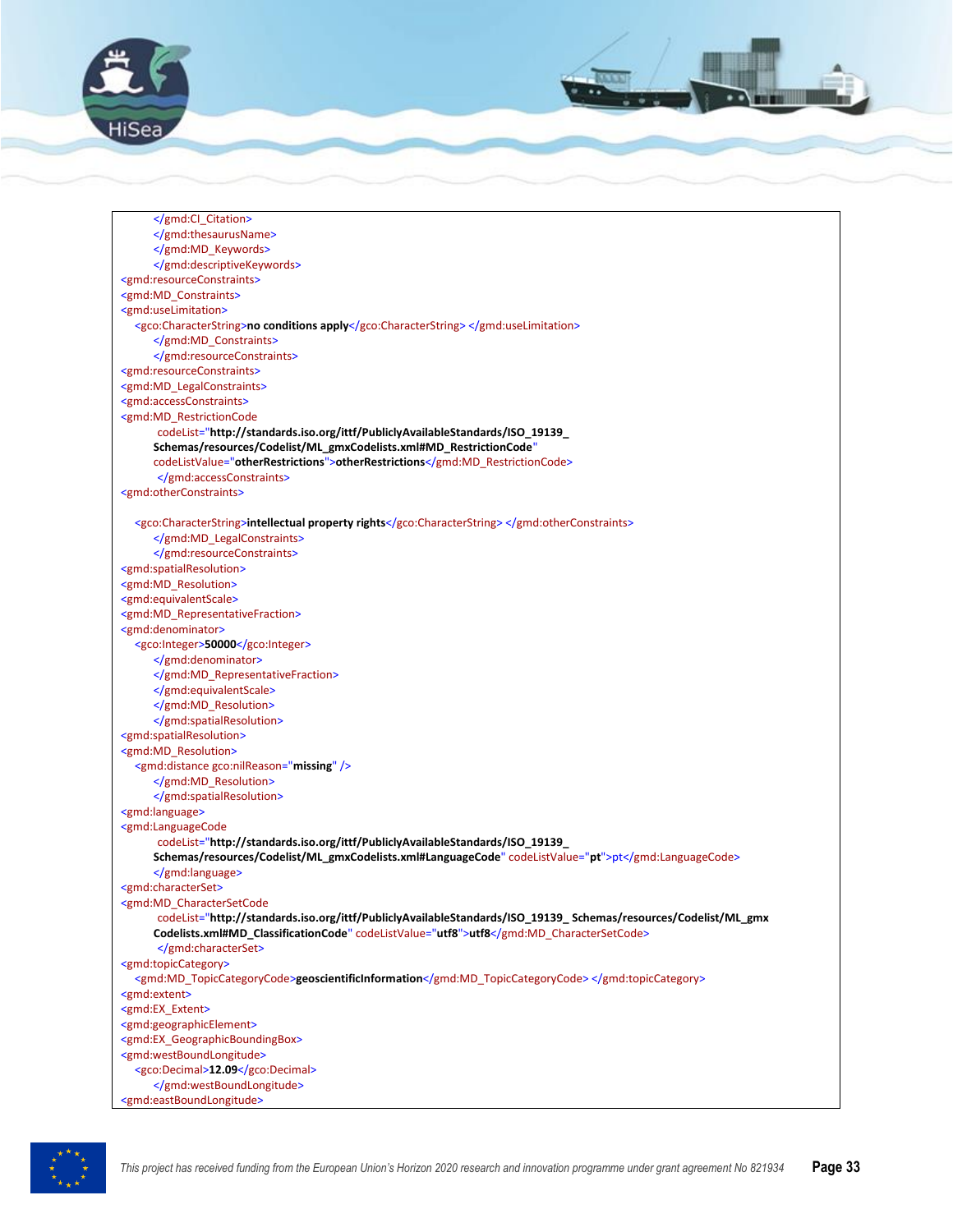```xml
        </gmd:CI_Citation>
        </gmd:thesaurusName>
        </gmd:MD_Keywords>
        </gmd:descriptiveKeywords>
<gmd:resourceConstraints>
<gmd:MD_Constraints>
<gmd:useLimitation>
    <gco:CharacterString>no conditions apply</gco:CharacterString> </gmd:useLimitation>
        </gmd:MD_Constraints>
        </gmd:resourceConstraints>
<gmd:resourceConstraints>
<gmd:MD_LegalConstraints>
<gmd:accessConstraints>
<gmd:MD_RestrictionCode
         codeList="http://standards.iso.org/ittf/PubliclyAvailableStandards/ISO_19139_
        Schemas/resources/Codelist/ML_gmxCodelists.xml#MD_RestrictionCode"
        codeListValue="otherRestrictions">otherRestrictions</gmd:MD_RestrictionCode>
         </gmd:accessConstraints>
<gmd:otherConstraints>

    <gco:CharacterString>intellectual property rights</gco:CharacterString> </gmd:otherConstraints>
        </gmd:MD_LegalConstraints>
        </gmd:resourceConstraints>
<gmd:spatialResolution>
<gmd:MD_Resolution>
<gmd:equivalentScale>
<gmd:MD_RepresentativeFraction>
<gmd:denominator>
    <gco:Integer>50000</gco:Integer>
        </gmd:denominator>
        </gmd:MD_RepresentativeFraction>
        </gmd:equivalentScale>
        </gmd:MD_Resolution>
        </gmd:spatialResolution>
<gmd:spatialResolution>
<gmd:MD_Resolution>
    <gmd:distance gco:nilReason="missing" />
        </gmd:MD_Resolution>
        </gmd:spatialResolution>
<gmd:language>
<gmd:LanguageCode
         codeList="http://standards.iso.org/ittf/PubliclyAvailableStandards/ISO_19139_
        Schemas/resources/Codelist/ML_gmxCodelists.xml#LanguageCode" codeListValue="pt">pt</gmd:LanguageCode>
        </gmd:language>
<gmd:characterSet>
<gmd:MD_CharacterSetCode
         codeList="http://standards.iso.org/ittf/PubliclyAvailableStandards/ISO_19139_ Schemas/resources/Codelist/ML_gmx
        Codelists.xml#MD_ClassificationCode" codeListValue="utf8">utf8</gmd:MD_CharacterSetCode>
         </gmd:characterSet>
<gmd:topicCategory>
    <gmd:MD_TopicCategoryCode>geoscientificInformation</gmd:MD_TopicCategoryCode> </gmd:topicCategory>
<gmd:extent>
<gmd:EX_Extent>
<gmd:geographicElement>
<gmd:EX_GeographicBoundingBox>
<gmd:westBoundLongitude>
    <gco:Decimal>12.09</gco:Decimal>
        </gmd:westBoundLongitude>
<gmd:eastBoundLongitude>
```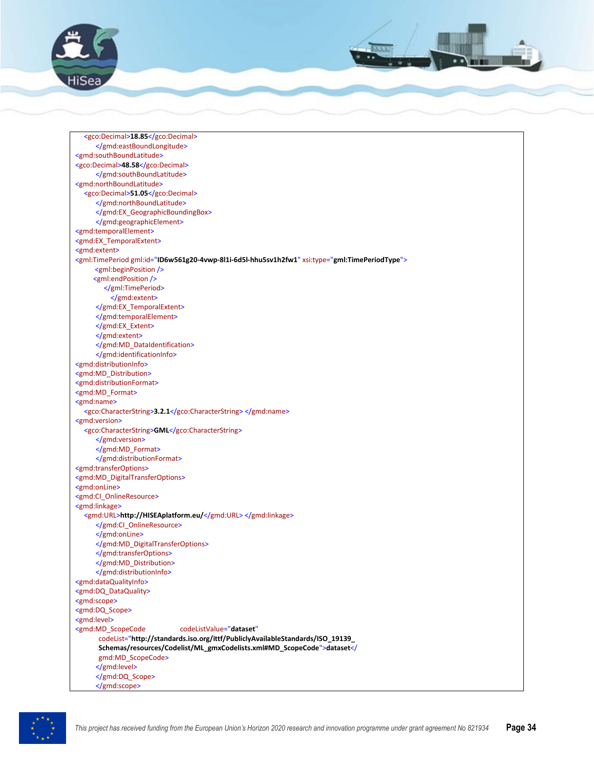```
    <gco:Decimal>18.85</gco:Decimal>
        </gmd:eastBoundLongitude>
<gmd:southBoundLatitude>
<gco:Decimal>48.58</gco:Decimal>
        </gmd:southBoundLatitude>
<gmd:northBoundLatitude>
    <gco:Decimal>51.05</gco:Decimal>
        </gmd:northBoundLatitude>
        </gmd:EX_GeographicBoundingBox>
        </gmd:geographicElement>
<gmd:temporalElement>
<gmd:EX_TemporalExtent>
<gmd:extent>
<gml:TimePeriod gml:id="ID6w561g20-4vwp-8l1i-6d5l-hhu5sv1h2fw1" xsi:type="gml:TimePeriodType">
        <gml:beginPosition />
        <gml:endPosition />
            </gml:TimePeriod>
                </gmd:extent>
        </gmd:EX_TemporalExtent>
        </gmd:temporalElement>
        </gmd:EX_Extent>
        </gmd:extent>
        </gmd:MD_DataIdentification>
        </gmd:identificationInfo>
<gmd:distributionInfo>
<gmd:MD_Distribution>
<gmd:distributionFormat>
<gmd:MD_Format>
<gmd:name>
    <gco:CharacterString>3.2.1</gco:CharacterString> </gmd:name>
<gmd:version>
    <gco:CharacterString>GML</gco:CharacterString>
        </gmd:version>
        </gmd:MD_Format>
        </gmd:distributionFormat>
<gmd:transferOptions>
<gmd:MD_DigitalTransferOptions>
<gmd:onLine>
<gmd:CI_OnlineResource>
<gmd:linkage>
    <gmd:URL>http://HISEAplatform.eu/</gmd:URL> </gmd:linkage>
        </gmd:CI_OnlineResource>
        </gmd:onLine>
        </gmd:MD_DigitalTransferOptions>
        </gmd:transferOptions>
        </gmd:MD_Distribution>
        </gmd:distributionInfo>
<gmd:dataQualityInfo>
<gmd:DQ_DataQuality>
<gmd:scope>
<gmd:DQ_Scope>
<gmd:level>
<gmd:MD_ScopeCode            codeListValue="dataset"
         codeList="http://standards.iso.org/ittf/PubliclyAvailableStandards/ISO_19139_
         Schemas/resources/Codelist/ML_gmxCodelists.xml#MD_ScopeCode">dataset</
         gmd:MD_ScopeCode>
        </gmd:level>
        </gmd:DQ_Scope>
        </gmd:scope>
```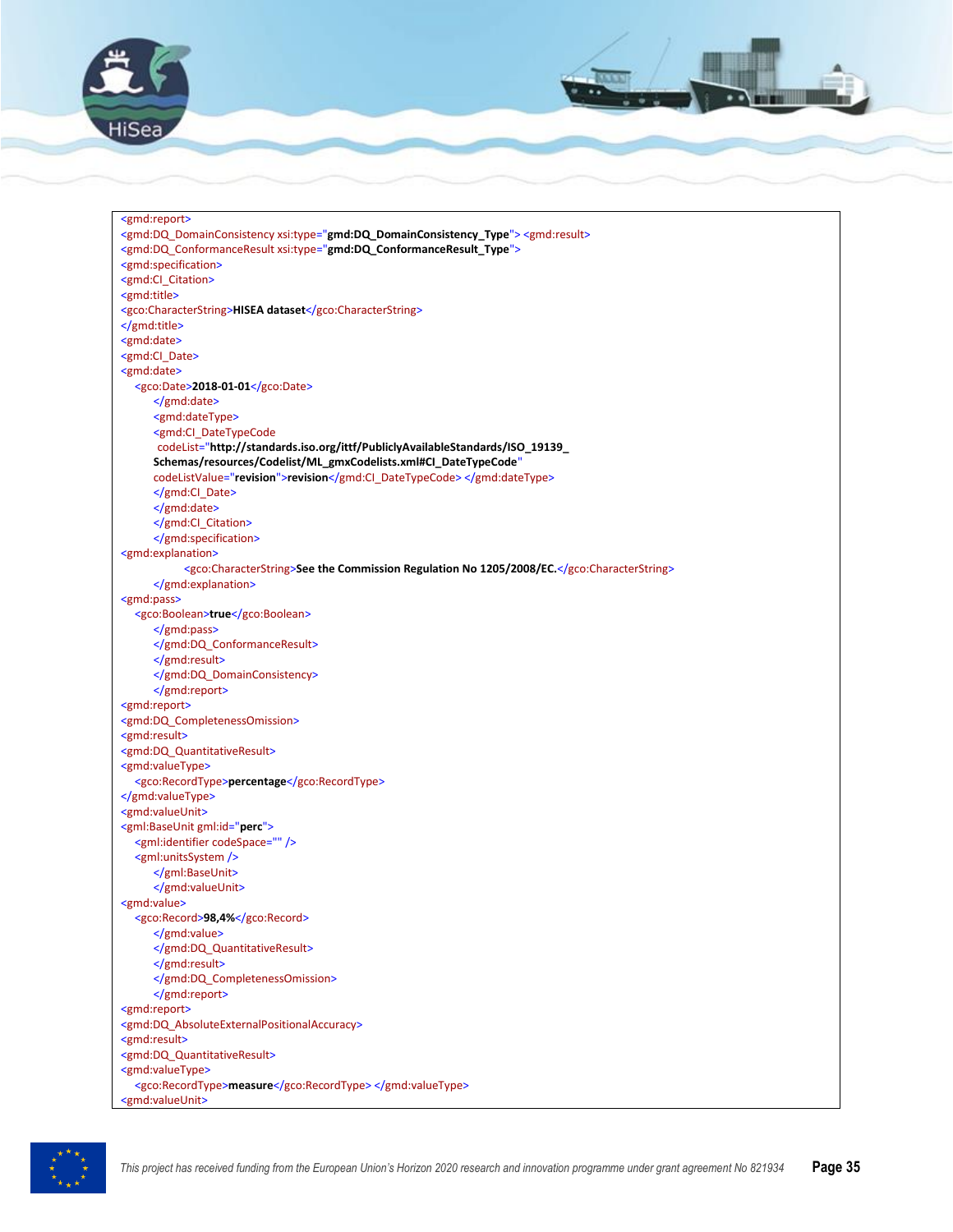```xml
<gmd:report>
<gmd:DQ_DomainConsistency xsi:type="gmd:DQ_DomainConsistency_Type"> <gmd:result>
<gmd:DQ_ConformanceResult xsi:type="gmd:DQ_ConformanceResult_Type">
<gmd:specification>
<gmd:CI_Citation>
<gmd:title>
<gco:CharacterString>HISEA dataset</gco:CharacterString>
</gmd:title>
<gmd:date>
<gmd:CI_Date>
<gmd:date>
    <gco:Date>2018-01-01</gco:Date>
        </gmd:date>
        <gmd:dateType>
        <gmd:CI_DateTypeCode
         codeList="http://standards.iso.org/ittf/PubliclyAvailableStandards/ISO_19139_
        Schemas/resources/Codelist/ML_gmxCodelists.xml#CI_DateTypeCode"
        codeListValue="revision">revision</gmd:CI_DateTypeCode> </gmd:dateType>
        </gmd:CI_Date>
        </gmd:date>
        </gmd:CI_Citation>
        </gmd:specification>
<gmd:explanation>
                <gco:CharacterString>See the Commission Regulation No 1205/2008/EC.</gco:CharacterString>
        </gmd:explanation>
<gmd:pass>
    <gco:Boolean>true</gco:Boolean>
        </gmd:pass>
        </gmd:DQ_ConformanceResult>
        </gmd:result>
        </gmd:DQ_DomainConsistency>
        </gmd:report>
<gmd:report>
<gmd:DQ_CompletenessOmission>
<gmd:result>
<gmd:DQ_QuantitativeResult>
<gmd:valueType>
    <gco:RecordType>percentage</gco:RecordType>
</gmd:valueType>
<gmd:valueUnit>
<gml:BaseUnit gml:id="perc">
    <gml:identifier codeSpace="" />
    <gml:unitsSystem />
        </gml:BaseUnit>
        </gmd:valueUnit>
<gmd:value>
    <gco:Record>98,4%</gco:Record>
        </gmd:value>
        </gmd:DQ_QuantitativeResult>
        </gmd:result>
        </gmd:DQ_CompletenessOmission>
        </gmd:report>
<gmd:report>
<gmd:DQ_AbsoluteExternalPositionalAccuracy>
<gmd:result>
<gmd:DQ_QuantitativeResult>
<gmd:valueType>
    <gco:RecordType>measure</gco:RecordType> </gmd:valueType>
<gmd:valueUnit>
```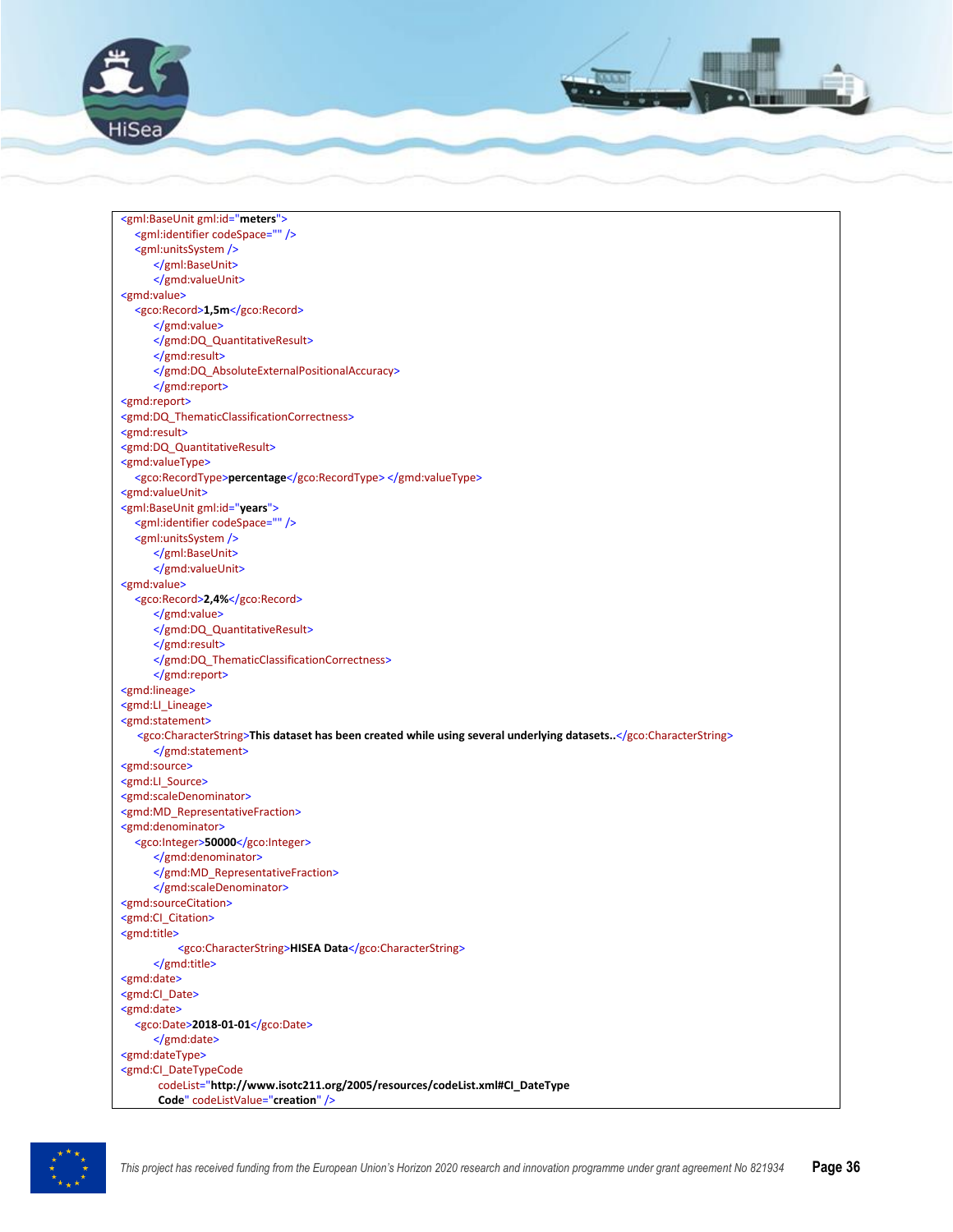```
<gml:BaseUnit gml:id="meters">
    <gml:identifier codeSpace="" />
    <gml:unitsSystem />
        </gml:BaseUnit>
        </gmd:valueUnit>
<gmd:value>
    <gco:Record>1,5m</gco:Record>
        </gmd:value>
        </gmd:DQ_QuantitativeResult>
        </gmd:result>
        </gmd:DQ_AbsoluteExternalPositionalAccuracy>
        </gmd:report>
<gmd:report>
<gmd:DQ_ThematicClassificationCorrectness>
<gmd:result>
<gmd:DQ_QuantitativeResult>
<gmd:valueType>
    <gco:RecordType>percentage</gco:RecordType> </gmd:valueType>
<gmd:valueUnit>
<gml:BaseUnit gml:id="years">
    <gml:identifier codeSpace="" />
    <gml:unitsSystem />
        </gml:BaseUnit>
        </gmd:valueUnit>
<gmd:value>
    <gco:Record>2,4%</gco:Record>
        </gmd:value>
        </gmd:DQ_QuantitativeResult>
        </gmd:result>
        </gmd:DQ_ThematicClassificationCorrectness>
        </gmd:report>
<gmd:lineage>
<gmd:LI_Lineage>
<gmd:statement>
    <gco:CharacterString>This dataset has been created while using several underlying datasets..</gco:CharacterString>
        </gmd:statement>
<gmd:source>
<gmd:LI_Source>
<gmd:scaleDenominator>
<gmd:MD_RepresentativeFraction>
<gmd:denominator>
    <gco:Integer>50000</gco:Integer>
        </gmd:denominator>
        </gmd:MD_RepresentativeFraction>
        </gmd:scaleDenominator>
<gmd:sourceCitation>
<gmd:CI_Citation>
<gmd:title>
            <gco:CharacterString>HISEA Data</gco:CharacterString>
        </gmd:title>
<gmd:date>
<gmd:CI_Date>
<gmd:date>
    <gco:Date>2018-01-01</gco:Date>
        </gmd:date>
<gmd:dateType>
<gmd:CI_DateTypeCode
        codeList="http://www.isotc211.org/2005/resources/codeList.xml#CI_DateType
        Code" codeListValue="creation" />
```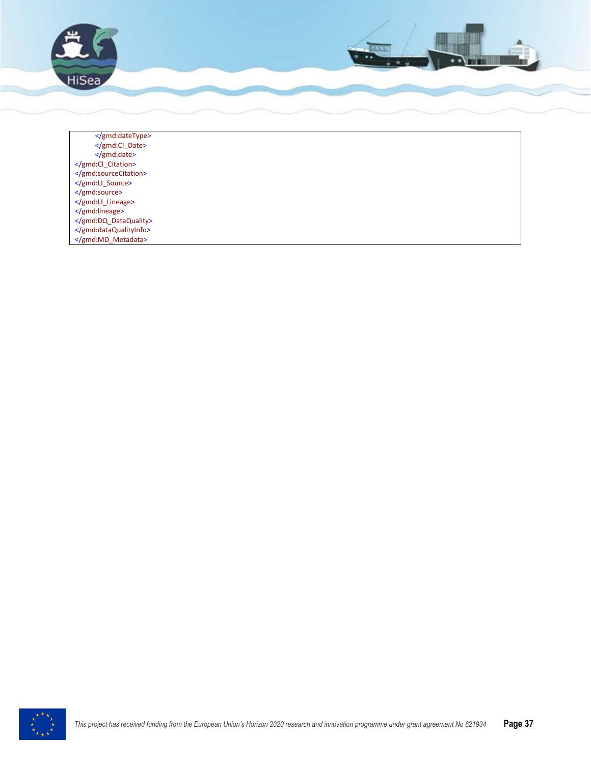```
        </gmd:dateType>
        </gmd:CI_Date>
        </gmd:date>
</gmd:CI_Citation>
</gmd:sourceCitation>
</gmd:LI_Source>
</gmd:source>
</gmd:LI_Lineage>
</gmd:lineage>
</gmd:DQ_DataQuality>
</gmd:dataQualityInfo>
</gmd:MD_Metadata>
```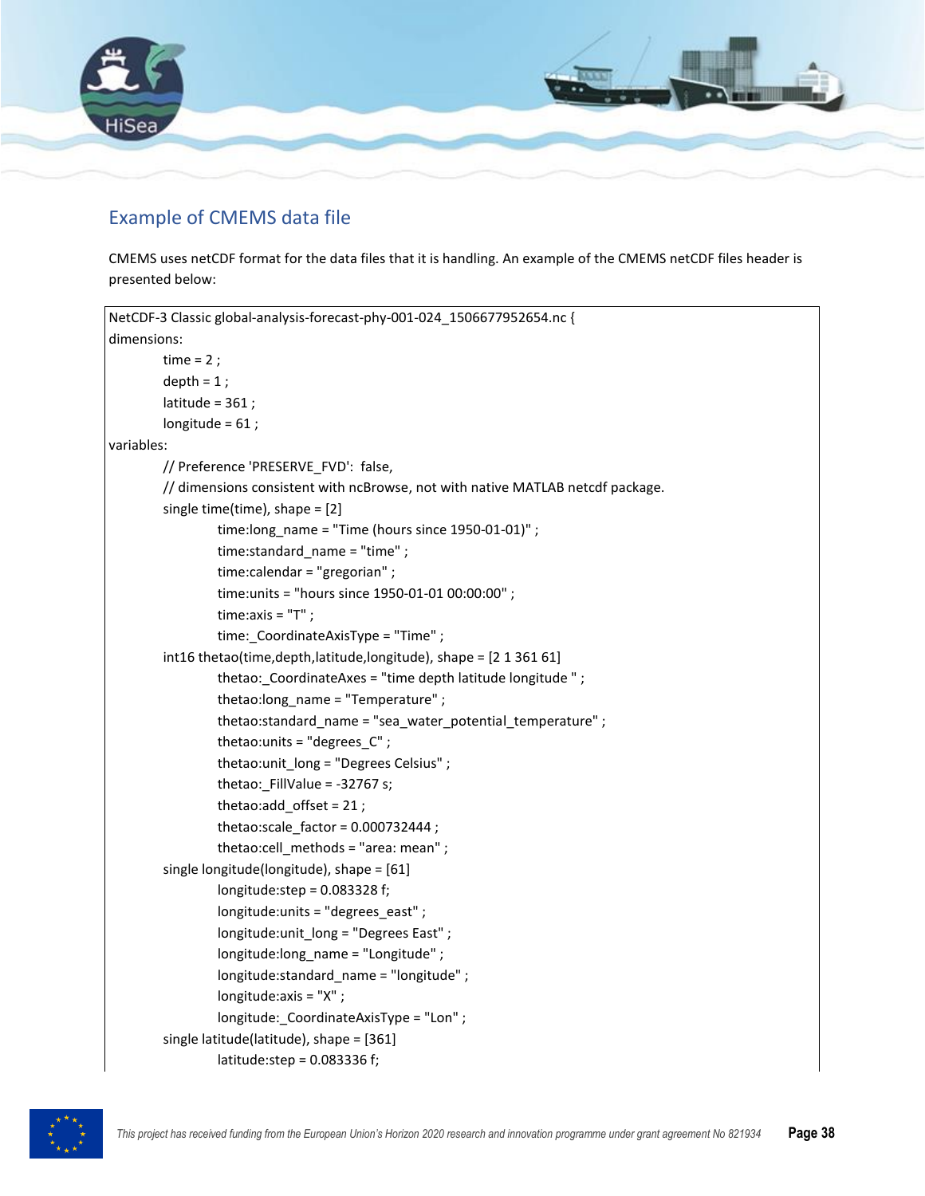## Example of CMEMS data file

CMEMS uses netCDF format for the data files that it is handling. An example of the CMEMS netCDF files header is presented below:

```
NetCDF-3 Classic global-analysis-forecast-phy-001-024_1506677952654.nc {
dimensions:
        time = 2 ;
        depth = 1 ;
        latitude = 361 ;
        longitude = 61 ;
variables:
        // Preference 'PRESERVE_FVD':  false,
        // dimensions consistent with ncBrowse, not with native MATLAB netcdf package.
        single time(time), shape = [2]
                time:long_name = "Time (hours since 1950-01-01)" ;
                time:standard_name = "time" ;
                time:calendar = "gregorian" ;
                time:units = "hours since 1950-01-01 00:00:00" ;
                time:axis = "T" ;
                time:_CoordinateAxisType = "Time" ;
        int16 thetao(time,depth,latitude,longitude), shape = [2 1 361 61]
                thetao:_CoordinateAxes = "time depth latitude longitude " ;
                thetao:long_name = "Temperature" ;
                thetao:standard_name = "sea_water_potential_temperature" ;
                thetao:units = "degrees_C" ;
                thetao:unit_long = "Degrees Celsius" ;
                thetao:_FillValue = -32767 s;
                thetao:add_offset = 21 ;
                thetao:scale_factor = 0.000732444 ;
                thetao:cell_methods = "area: mean" ;
        single longitude(longitude), shape = [61]
                longitude:step = 0.083328 f;
                longitude:units = "degrees_east" ;
                longitude:unit_long = "Degrees East" ;
                longitude:long_name = "Longitude" ;
                longitude:standard_name = "longitude" ;
                longitude:axis = "X" ;
                longitude:_CoordinateAxisType = "Lon" ;
        single latitude(latitude), shape = [361]
                latitude:step = 0.083336 f;
```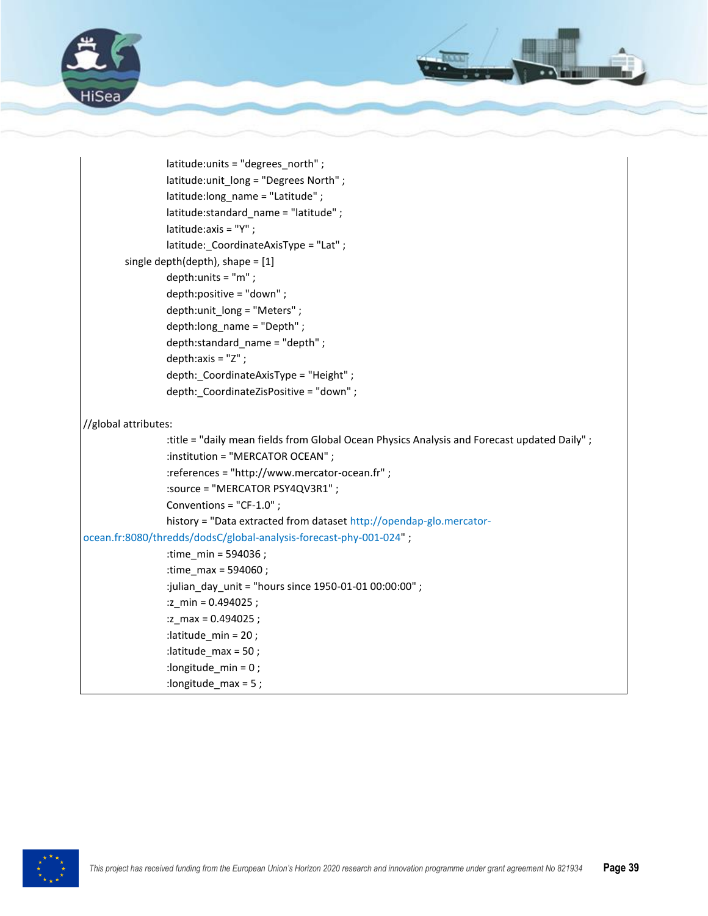```
		latitude:units = "degrees_north" ;
		latitude:unit_long = "Degrees North" ;
		latitude:long_name = "Latitude" ;
		latitude:standard_name = "latitude" ;
		latitude:axis = "Y" ;
		latitude:_CoordinateAxisType = "Lat" ;
	single depth(depth), shape = [1]
		depth:units = "m" ;
		depth:positive = "down" ;
		depth:unit_long = "Meters" ;
		depth:long_name = "Depth" ;
		depth:standard_name = "depth" ;
		depth:axis = "Z" ;
		depth:_CoordinateAxisType = "Height" ;
		depth:_CoordinateZisPositive = "down" ;

//global attributes:
		:title = "daily mean fields from Global Ocean Physics Analysis and Forecast updated Daily" ;
		:institution = "MERCATOR OCEAN" ;
		:references = "http://www.mercator-ocean.fr" ;
		:source = "MERCATOR PSY4QV3R1" ;
		Conventions = "CF-1.0" ;
		history = "Data extracted from dataset http://opendap-glo.mercator-ocean.fr:8080/thredds/dodsC/global-analysis-forecast-phy-001-024" ;
		:time_min = 594036 ;
		:time_max = 594060 ;
		:julian_day_unit = "hours since 1950-01-01 00:00:00" ;
		:z_min = 0.494025 ;
		:z_max = 0.494025 ;
		:latitude_min = 20 ;
		:latitude_max = 50 ;
		:longitude_min = 0 ;
		:longitude_max = 5 ;
```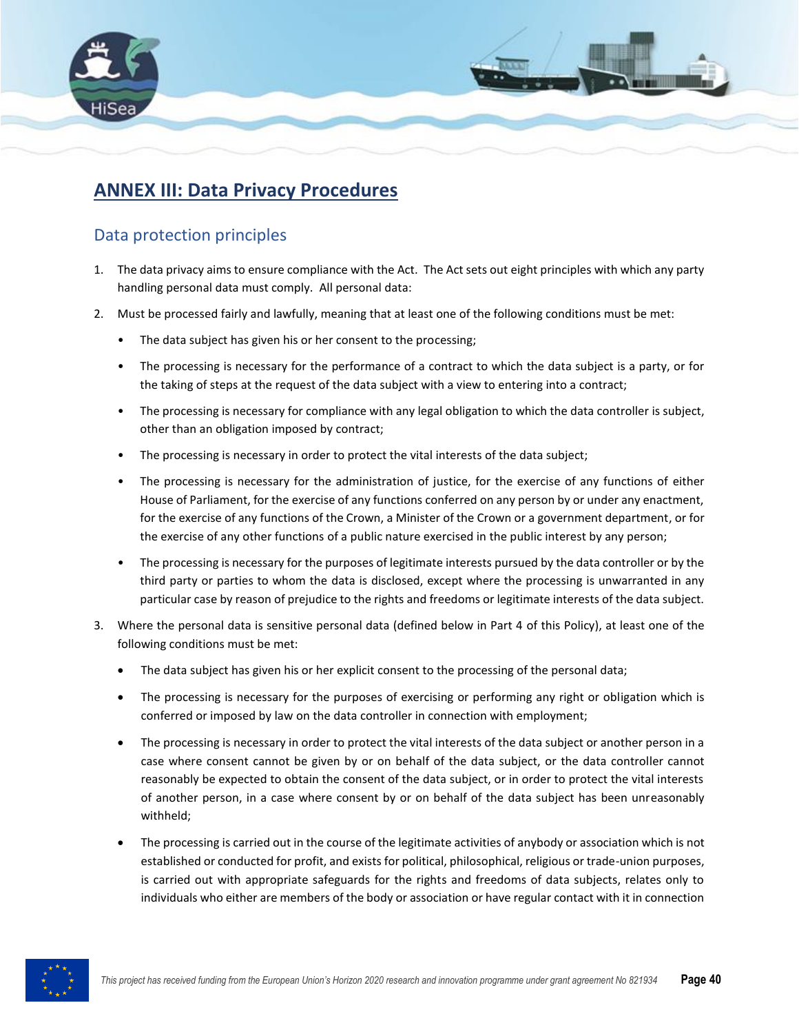## ANNEX III: Data Privacy Procedures

### Data protection principles

1. The data privacy aims to ensure compliance with the Act. The Act sets out eight principles with which any party handling personal data must comply. All personal data:
2. Must be processed fairly and lawfully, meaning that at least one of the following conditions must be met:
   - The data subject has given his or her consent to the processing;
   - The processing is necessary for the performance of a contract to which the data subject is a party, or for the taking of steps at the request of the data subject with a view to entering into a contract;
   - The processing is necessary for compliance with any legal obligation to which the data controller is subject, other than an obligation imposed by contract;
   - The processing is necessary in order to protect the vital interests of the data subject;
   - The processing is necessary for the administration of justice, for the exercise of any functions of either House of Parliament, for the exercise of any functions conferred on any person by or under any enactment, for the exercise of any functions of the Crown, a Minister of the Crown or a government department, or for the exercise of any other functions of a public nature exercised in the public interest by any person;
   - The processing is necessary for the purposes of legitimate interests pursued by the data controller or by the third party or parties to whom the data is disclosed, except where the processing is unwarranted in any particular case by reason of prejudice to the rights and freedoms or legitimate interests of the data subject.
3. Where the personal data is sensitive personal data (defined below in Part 4 of this Policy), at least one of the following conditions must be met:
   - The data subject has given his or her explicit consent to the processing of the personal data;
   - The processing is necessary for the purposes of exercising or performing any right or obligation which is conferred or imposed by law on the data controller in connection with employment;
   - The processing is necessary in order to protect the vital interests of the data subject or another person in a case where consent cannot be given by or on behalf of the data subject, or the data controller cannot reasonably be expected to obtain the consent of the data subject, or in order to protect the vital interests of another person, in a case where consent by or on behalf of the data subject has been unreasonably withheld;
   - The processing is carried out in the course of the legitimate activities of anybody or association which is not established or conducted for profit, and exists for political, philosophical, religious or trade-union purposes, is carried out with appropriate safeguards for the rights and freedoms of data subjects, relates only to individuals who either are members of the body or association or have regular contact with it in connection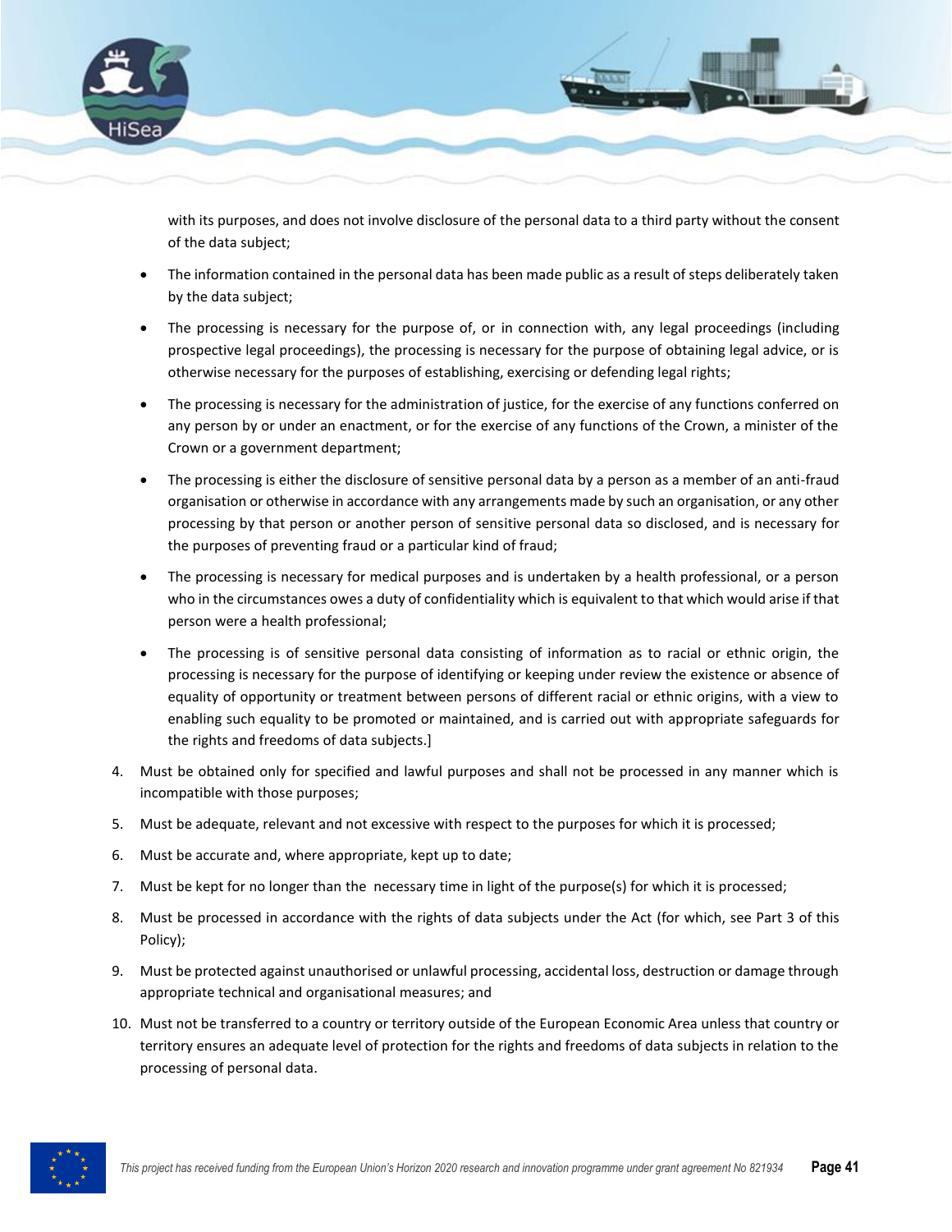with its purposes, and does not involve disclosure of the personal data to a third party without the consent of the data subject;

- The information contained in the personal data has been made public as a result of steps deliberately taken by the data subject;
- The processing is necessary for the purpose of, or in connection with, any legal proceedings (including prospective legal proceedings), the processing is necessary for the purpose of obtaining legal advice, or is otherwise necessary for the purposes of establishing, exercising or defending legal rights;
- The processing is necessary for the administration of justice, for the exercise of any functions conferred on any person by or under an enactment, or for the exercise of any functions of the Crown, a minister of the Crown or a government department;
- The processing is either the disclosure of sensitive personal data by a person as a member of an anti-fraud organisation or otherwise in accordance with any arrangements made by such an organisation, or any other processing by that person or another person of sensitive personal data so disclosed, and is necessary for the purposes of preventing fraud or a particular kind of fraud;
- The processing is necessary for medical purposes and is undertaken by a health professional, or a person who in the circumstances owes a duty of confidentiality which is equivalent to that which would arise if that person were a health professional;
- The processing is of sensitive personal data consisting of information as to racial or ethnic origin, the processing is necessary for the purpose of identifying or keeping under review the existence or absence of equality of opportunity or treatment between persons of different racial or ethnic origins, with a view to enabling such equality to be promoted or maintained, and is carried out with appropriate safeguards for the rights and freedoms of data subjects.]

4. Must be obtained only for specified and lawful purposes and shall not be processed in any manner which is incompatible with those purposes;
5. Must be adequate, relevant and not excessive with respect to the purposes for which it is processed;
6. Must be accurate and, where appropriate, kept up to date;
7. Must be kept for no longer than the necessary time in light of the purpose(s) for which it is processed;
8. Must be processed in accordance with the rights of data subjects under the Act (for which, see Part 3 of this Policy);
9. Must be protected against unauthorised or unlawful processing, accidental loss, destruction or damage through appropriate technical and organisational measures; and
10. Must not be transferred to a country or territory outside of the European Economic Area unless that country or territory ensures an adequate level of protection for the rights and freedoms of data subjects in relation to the processing of personal data.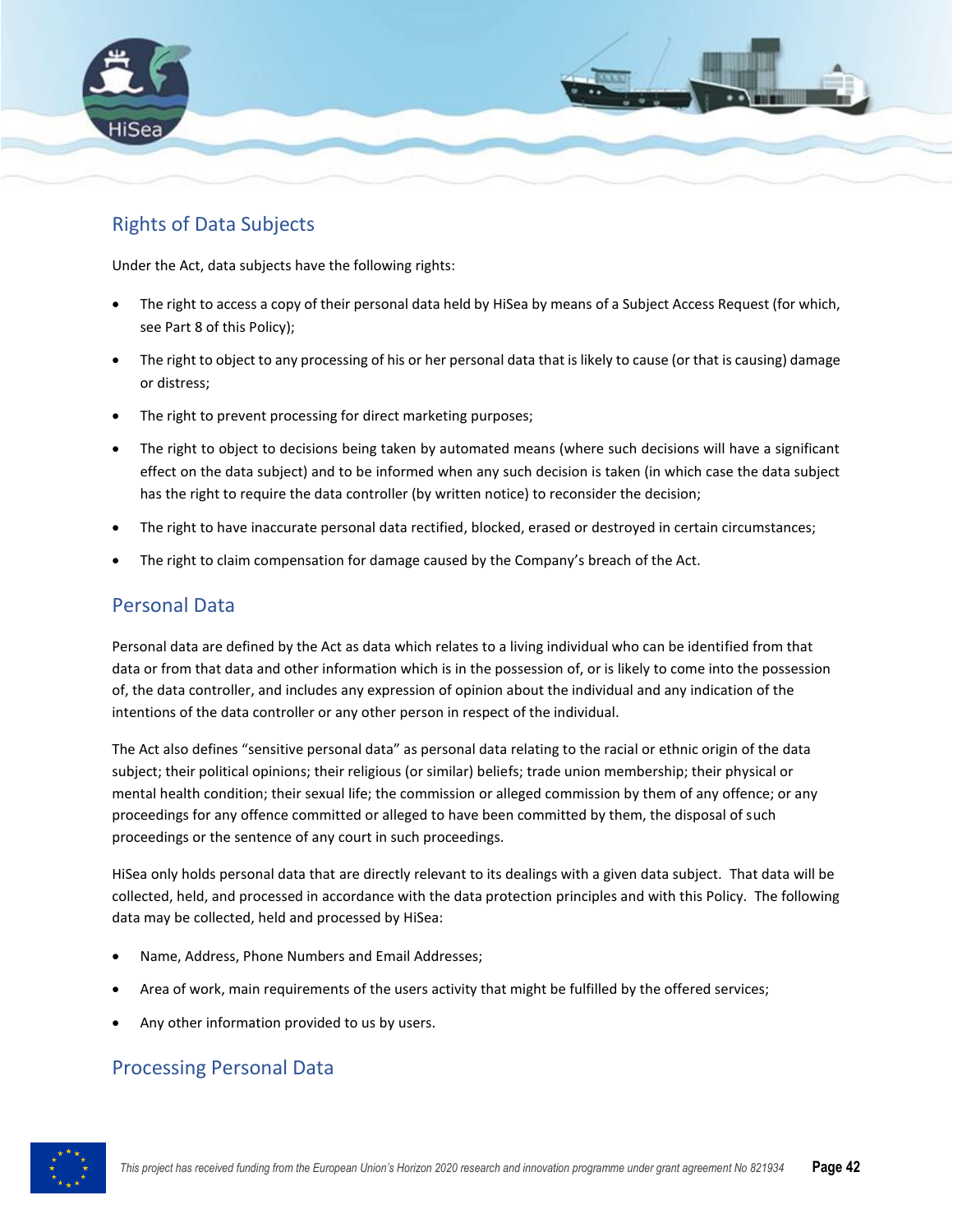## Rights of Data Subjects

Under the Act, data subjects have the following rights:

- The right to access a copy of their personal data held by HiSea by means of a Subject Access Request (for which, see Part 8 of this Policy);
- The right to object to any processing of his or her personal data that is likely to cause (or that is causing) damage or distress;
- The right to prevent processing for direct marketing purposes;
- The right to object to decisions being taken by automated means (where such decisions will have a significant effect on the data subject) and to be informed when any such decision is taken (in which case the data subject has the right to require the data controller (by written notice) to reconsider the decision;
- The right to have inaccurate personal data rectified, blocked, erased or destroyed in certain circumstances;
- The right to claim compensation for damage caused by the Company's breach of the Act.

## Personal Data

Personal data are defined by the Act as data which relates to a living individual who can be identified from that data or from that data and other information which is in the possession of, or is likely to come into the possession of, the data controller, and includes any expression of opinion about the individual and any indication of the intentions of the data controller or any other person in respect of the individual.

The Act also defines "sensitive personal data" as personal data relating to the racial or ethnic origin of the data subject; their political opinions; their religious (or similar) beliefs; trade union membership; their physical or mental health condition; their sexual life; the commission or alleged commission by them of any offence; or any proceedings for any offence committed or alleged to have been committed by them, the disposal of such proceedings or the sentence of any court in such proceedings.

HiSea only holds personal data that are directly relevant to its dealings with a given data subject. That data will be collected, held, and processed in accordance with the data protection principles and with this Policy. The following data may be collected, held and processed by HiSea:

- Name, Address, Phone Numbers and Email Addresses;
- Area of work, main requirements of the users activity that might be fulfilled by the offered services;
- Any other information provided to us by users.

## Processing Personal Data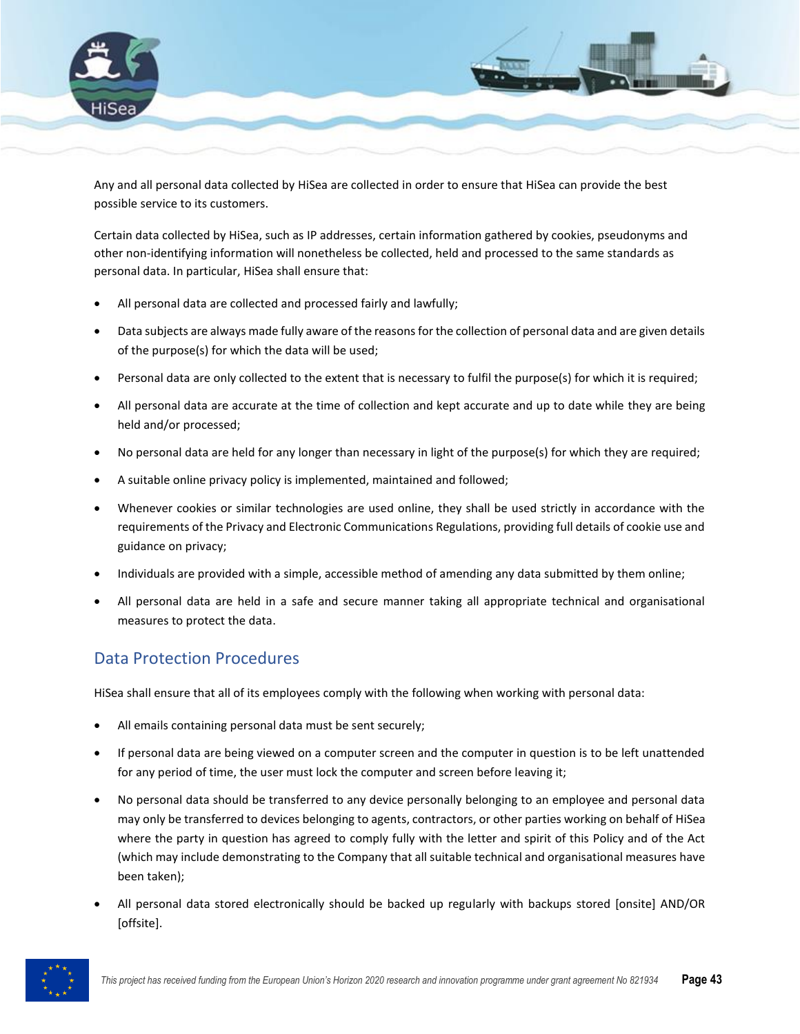Any and all personal data collected by HiSea are collected in order to ensure that HiSea can provide the best possible service to its customers.

Certain data collected by HiSea, such as IP addresses, certain information gathered by cookies, pseudonyms and other non-identifying information will nonetheless be collected, held and processed to the same standards as personal data. In particular, HiSea shall ensure that:

- All personal data are collected and processed fairly and lawfully;
- Data subjects are always made fully aware of the reasons for the collection of personal data and are given details of the purpose(s) for which the data will be used;
- Personal data are only collected to the extent that is necessary to fulfil the purpose(s) for which it is required;
- All personal data are accurate at the time of collection and kept accurate and up to date while they are being held and/or processed;
- No personal data are held for any longer than necessary in light of the purpose(s) for which they are required;
- A suitable online privacy policy is implemented, maintained and followed;
- Whenever cookies or similar technologies are used online, they shall be used strictly in accordance with the requirements of the Privacy and Electronic Communications Regulations, providing full details of cookie use and guidance on privacy;
- Individuals are provided with a simple, accessible method of amending any data submitted by them online;
- All personal data are held in a safe and secure manner taking all appropriate technical and organisational measures to protect the data.

## Data Protection Procedures

HiSea shall ensure that all of its employees comply with the following when working with personal data:

- All emails containing personal data must be sent securely;
- If personal data are being viewed on a computer screen and the computer in question is to be left unattended for any period of time, the user must lock the computer and screen before leaving it;
- No personal data should be transferred to any device personally belonging to an employee and personal data may only be transferred to devices belonging to agents, contractors, or other parties working on behalf of HiSea where the party in question has agreed to comply fully with the letter and spirit of this Policy and of the Act (which may include demonstrating to the Company that all suitable technical and organisational measures have been taken);
- All personal data stored electronically should be backed up regularly with backups stored [onsite] AND/OR [offsite].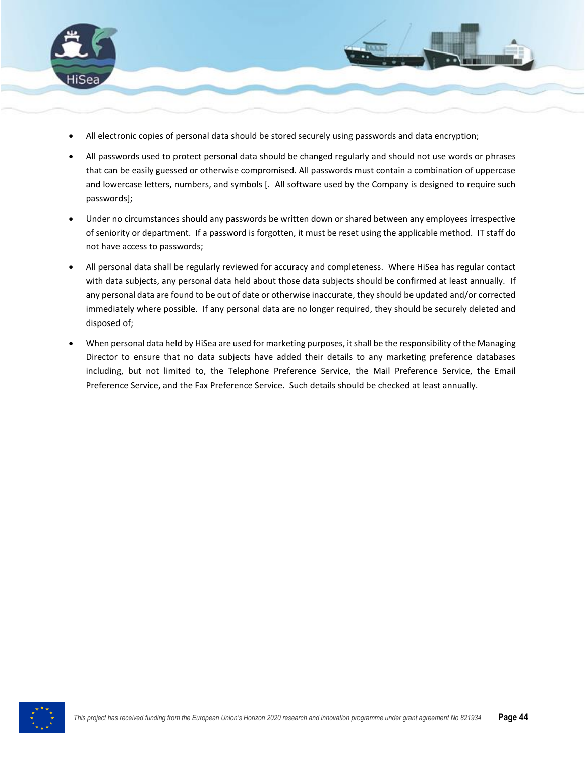- All electronic copies of personal data should be stored securely using passwords and data encryption;
- All passwords used to protect personal data should be changed regularly and should not use words or phrases that can be easily guessed or otherwise compromised. All passwords must contain a combination of uppercase and lowercase letters, numbers, and symbols [. All software used by the Company is designed to require such passwords];
- Under no circumstances should any passwords be written down or shared between any employees irrespective of seniority or department. If a password is forgotten, it must be reset using the applicable method. IT staff do not have access to passwords;
- All personal data shall be regularly reviewed for accuracy and completeness. Where HiSea has regular contact with data subjects, any personal data held about those data subjects should be confirmed at least annually. If any personal data are found to be out of date or otherwise inaccurate, they should be updated and/or corrected immediately where possible. If any personal data are no longer required, they should be securely deleted and disposed of;
- When personal data held by HiSea are used for marketing purposes, it shall be the responsibility of the Managing Director to ensure that no data subjects have added their details to any marketing preference databases including, but not limited to, the Telephone Preference Service, the Mail Preference Service, the Email Preference Service, and the Fax Preference Service. Such details should be checked at least annually.